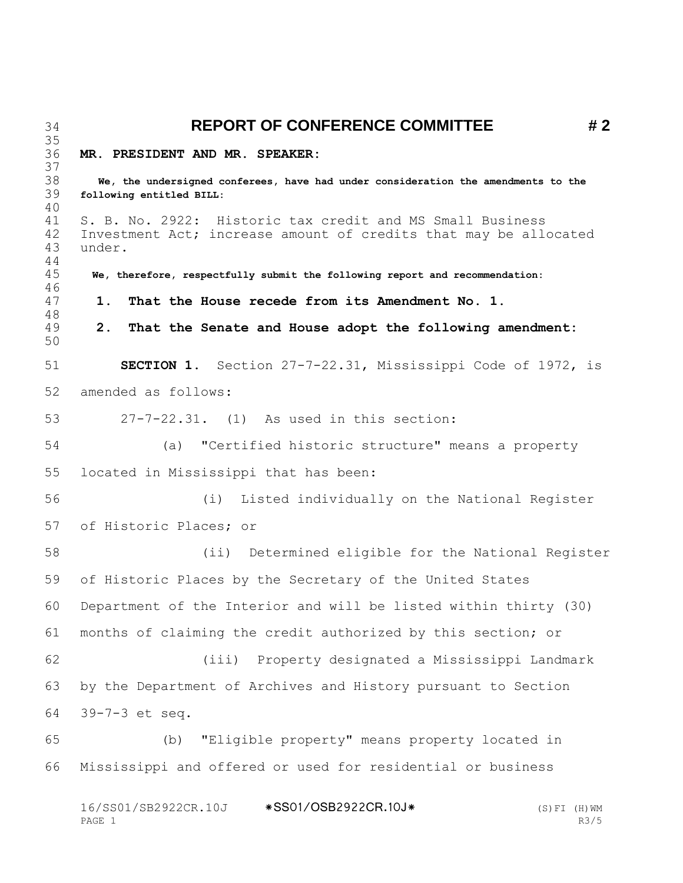# REPORT OF CONFERENCE COMMITTEE # 2

**MR. PRESIDENT AND MR. SPEAKER:**

**We, the undersigned conferees, have had under consideration the amendments to the following entitled BILL:**

S. B. No. 2922: Historic tax credit and MS Small Business Investment Act; increase amount of credits that may be allocated under.

**We, therefore, respectfully submit the following report and recommendation:**

**1. That the House recede from its Amendment No. 1.**

**2. That the Senate and House adopt the following amendment:**

**SECTION 1.** Section 27-7-22.31, Mississippi Code of 1972, is amended as follows:

27-7-22.31. (1) As used in this section:

(a) "Certified historic structure" means a property located in Mississippi that has been:

(i) Listed individually on the National Register of Historic Places; or

(ii) Determined eligible for the National Register of Historic Places by the Secretary of the United States Department of the Interior and will be listed within thirty (30) months of claiming the credit authorized by this section; or

(iii) Property designated a Mississippi Landmark by the Department of Archives and History pursuant to Section 39-7-3 et seq.

(b) "Eligible property" means property located in Mississippi and offered or used for residential or business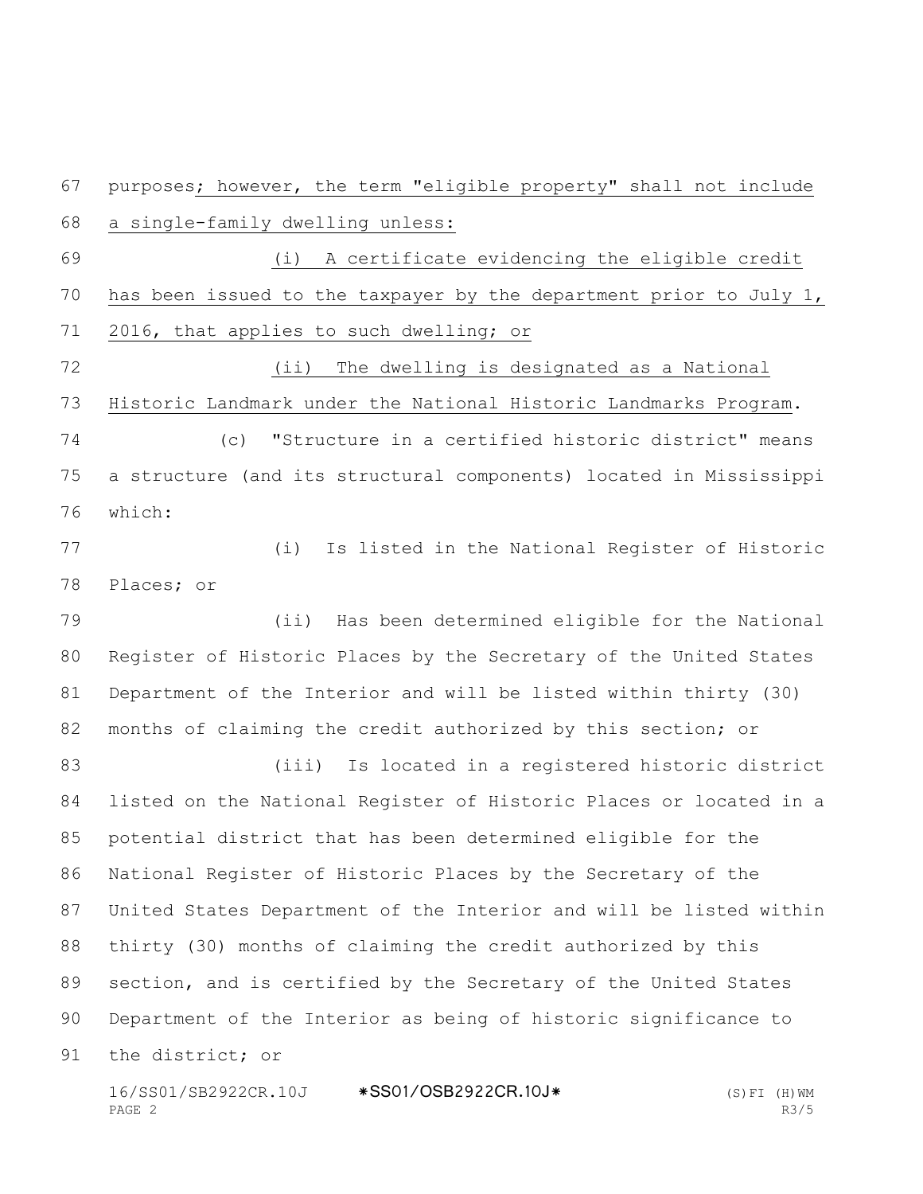purposes; however, the term "eligible property" shall not include a single-family dwelling unless:

(i) A certificate evidencing the eligible credit has been issued to the taxpayer by the department prior to July 1, 2016, that applies to such dwelling; or

(ii) The dwelling is designated as a National Historic Landmark under the National Historic Landmarks Program.

(c) "Structure in a certified historic district" means a structure (and its structural components) located in Mississippi which:

(i) Is listed in the National Register of Historic Places; or

(ii) Has been determined eligible for the National Register of Historic Places by the Secretary of the United States Department of the Interior and will be listed within thirty (30) months of claiming the credit authorized by this section; or

(iii) Is located in a registered historic district listed on the National Register of Historic Places or located in a potential district that has been determined eligible for the National Register of Historic Places by the Secretary of the United States Department of the Interior and will be listed within thirty (30) months of claiming the credit authorized by this section, and is certified by the Secretary of the United States Department of the Interior as being of historic significance to the district; or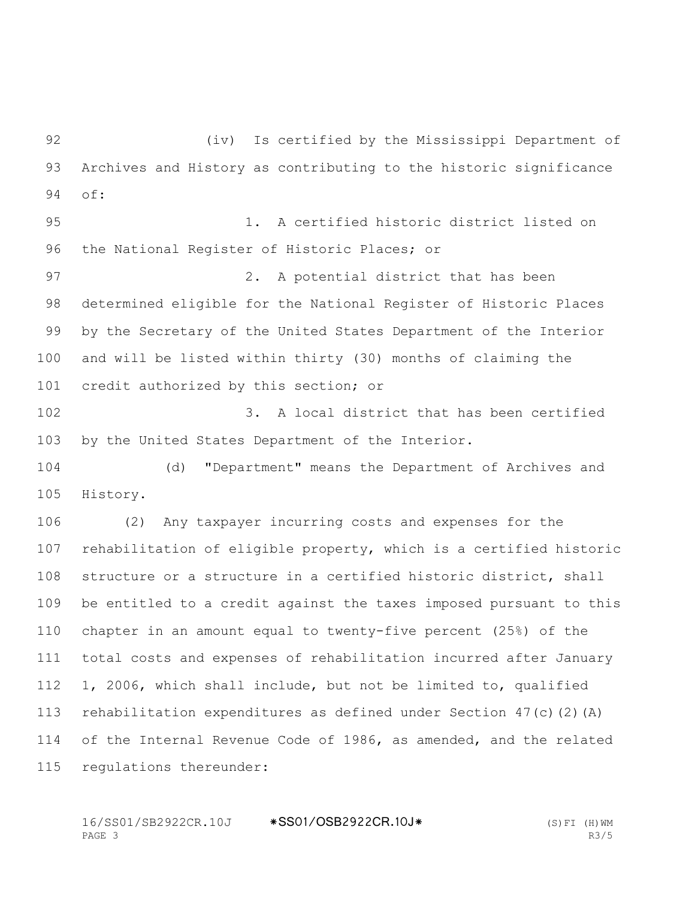(iv) Is certified by the Mississippi Department of Archives and History as contributing to the historic significance of:

1. A certified historic district listed on the National Register of Historic Places; or

2. A potential district that has been determined eligible for the National Register of Historic Places by the Secretary of the United States Department of the Interior and will be listed within thirty (30) months of claiming the credit authorized by this section; or

3. A local district that has been certified by the United States Department of the Interior.

(d) "Department" means the Department of Archives and History.

(2) Any taxpayer incurring costs and expenses for the rehabilitation of eligible property, which is a certified historic structure or a structure in a certified historic district, shall be entitled to a credit against the taxes imposed pursuant to this chapter in an amount equal to twenty-five percent (25%) of the total costs and expenses of rehabilitation incurred after January 1, 2006, which shall include, but not be limited to, qualified rehabilitation expenditures as defined under Section 47(c)(2)(A) of the Internal Revenue Code of 1986, as amended, and the related regulations thereunder: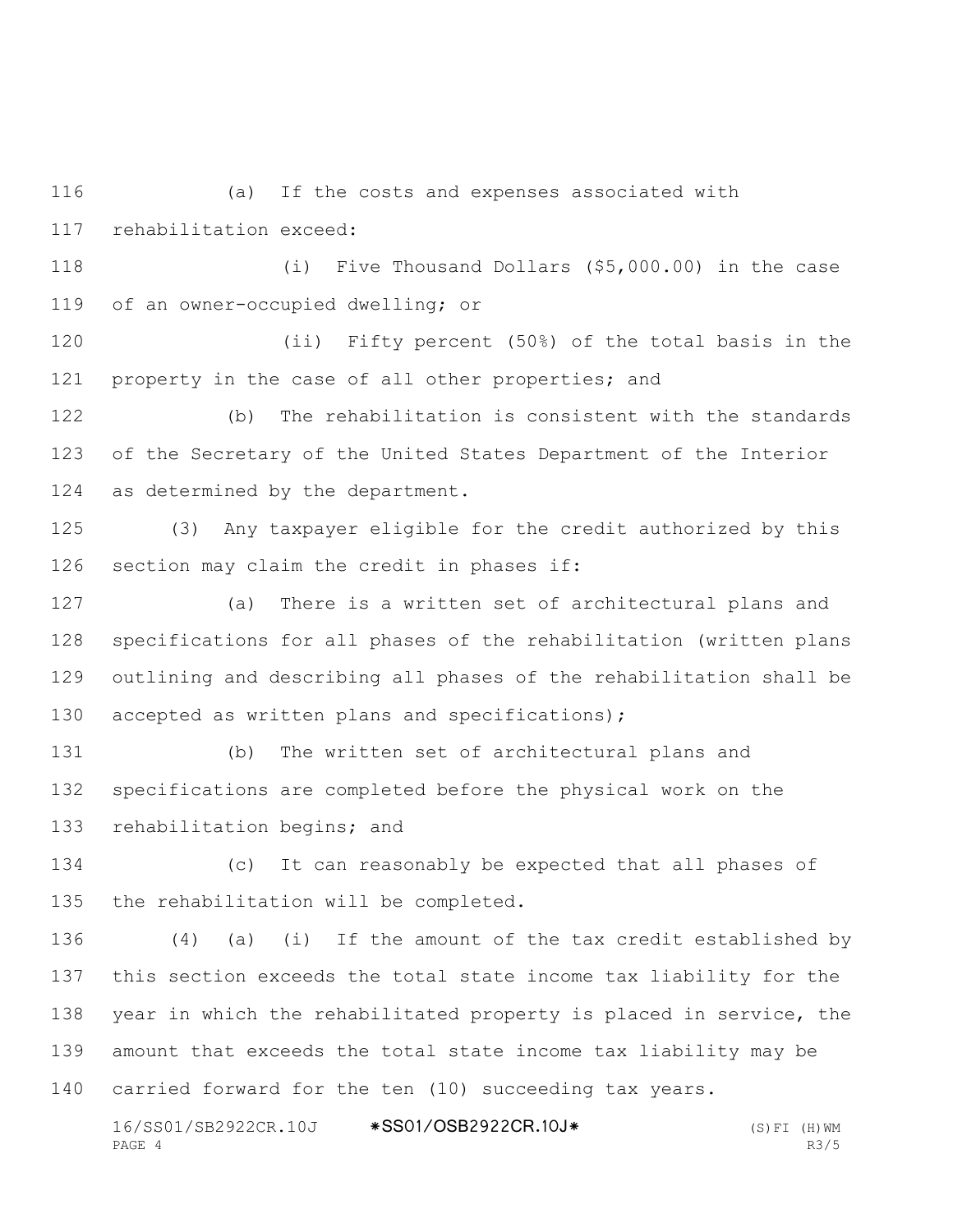(a) If the costs and expenses associated with rehabilitation exceed:

(i) Five Thousand Dollars ($5,000.00) in the case of an owner-occupied dwelling; or

(ii) Fifty percent (50%) of the total basis in the property in the case of all other properties; and

(b) The rehabilitation is consistent with the standards of the Secretary of the United States Department of the Interior as determined by the department.

(3) Any taxpayer eligible for the credit authorized by this section may claim the credit in phases if:

(a) There is a written set of architectural plans and specifications for all phases of the rehabilitation (written plans outlining and describing all phases of the rehabilitation shall be accepted as written plans and specifications);

(b) The written set of architectural plans and specifications are completed before the physical work on the rehabilitation begins; and

(c) It can reasonably be expected that all phases of the rehabilitation will be completed.

(4) (a) (i) If the amount of the tax credit established by this section exceeds the total state income tax liability for the year in which the rehabilitated property is placed in service, the amount that exceeds the total state income tax liability may be carried forward for the ten (10) succeeding tax years.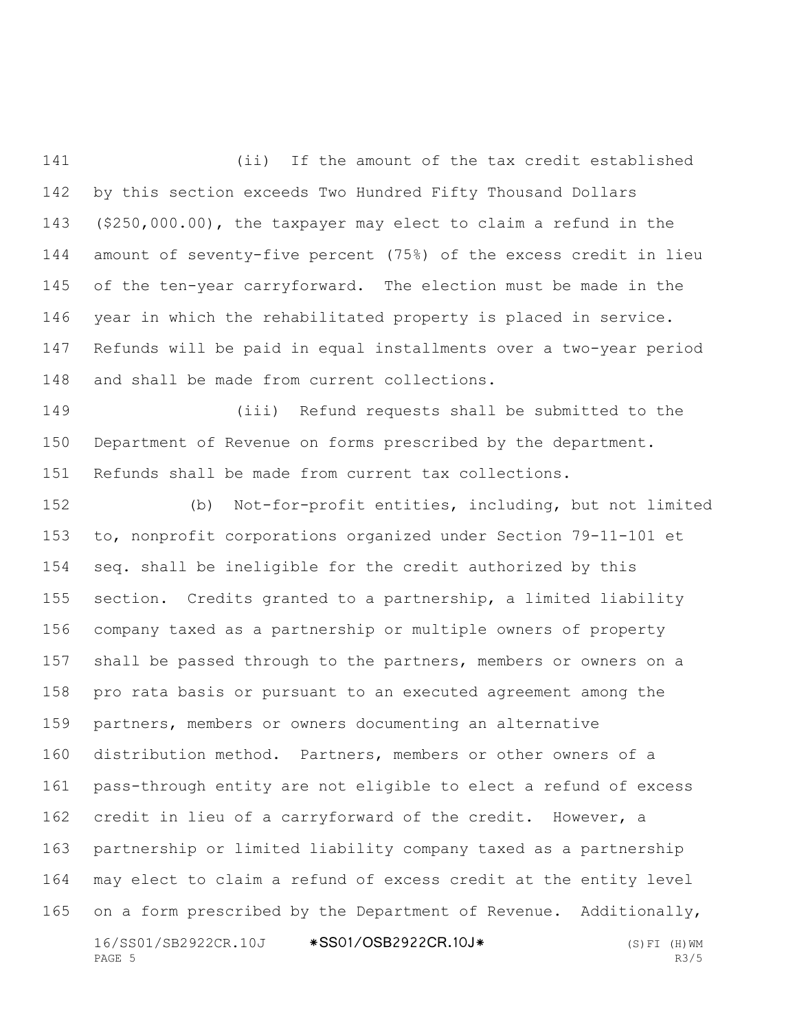(ii) If the amount of the tax credit established by this section exceeds Two Hundred Fifty Thousand Dollars ($250,000.00), the taxpayer may elect to claim a refund in the amount of seventy-five percent (75%) of the excess credit in lieu of the ten-year carryforward. The election must be made in the year in which the rehabilitated property is placed in service. Refunds will be paid in equal installments over a two-year period and shall be made from current collections.

(iii) Refund requests shall be submitted to the Department of Revenue on forms prescribed by the department. Refunds shall be made from current tax collections.

(b) Not-for-profit entities, including, but not limited to, nonprofit corporations organized under Section 79-11-101 et seq. shall be ineligible for the credit authorized by this section. Credits granted to a partnership, a limited liability company taxed as a partnership or multiple owners of property shall be passed through to the partners, members or owners on a pro rata basis or pursuant to an executed agreement among the partners, members or owners documenting an alternative distribution method. Partners, members or other owners of a pass-through entity are not eligible to elect a refund of excess credit in lieu of a carryforward of the credit. However, a partnership or limited liability company taxed as a partnership may elect to claim a refund of excess credit at the entity level on a form prescribed by the Department of Revenue. Additionally,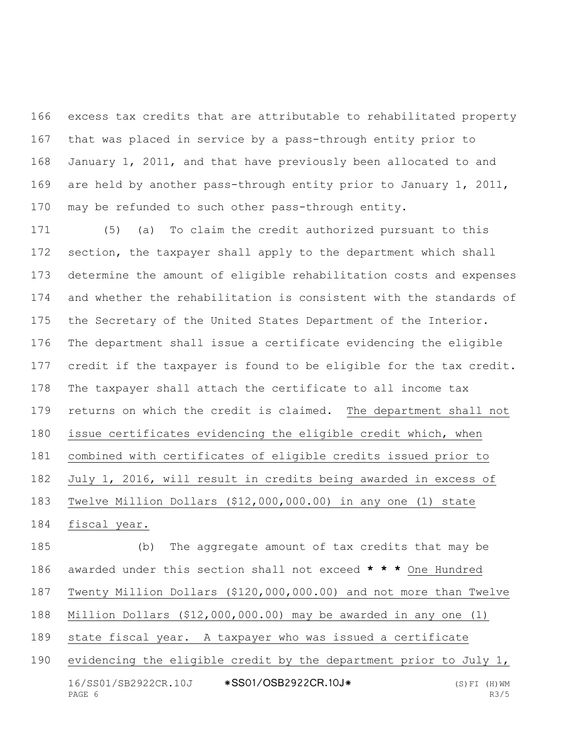excess tax credits that are attributable to rehabilitated property that was placed in service by a pass-through entity prior to January 1, 2011, and that have previously been allocated to and are held by another pass-through entity prior to January 1, 2011, may be refunded to such other pass-through entity.

(5) (a) To claim the credit authorized pursuant to this section, the taxpayer shall apply to the department which shall determine the amount of eligible rehabilitation costs and expenses and whether the rehabilitation is consistent with the standards of the Secretary of the United States Department of the Interior. The department shall issue a certificate evidencing the eligible credit if the taxpayer is found to be eligible for the tax credit. The taxpayer shall attach the certificate to all income tax returns on which the credit is claimed. The department shall not issue certificates evidencing the eligible credit which, when combined with certificates of eligible credits issued prior to July 1, 2016, will result in credits being awarded in excess of Twelve Million Dollars ($12,000,000.00) in any one (1) state fiscal year.

(b) The aggregate amount of tax credits that may be awarded under this section shall not exceed *** One Hundred Twenty Million Dollars ($120,000,000.00) and not more than Twelve Million Dollars ($12,000,000.00) may be awarded in any one (1) state fiscal year. A taxpayer who was issued a certificate evidencing the eligible credit by the department prior to July 1,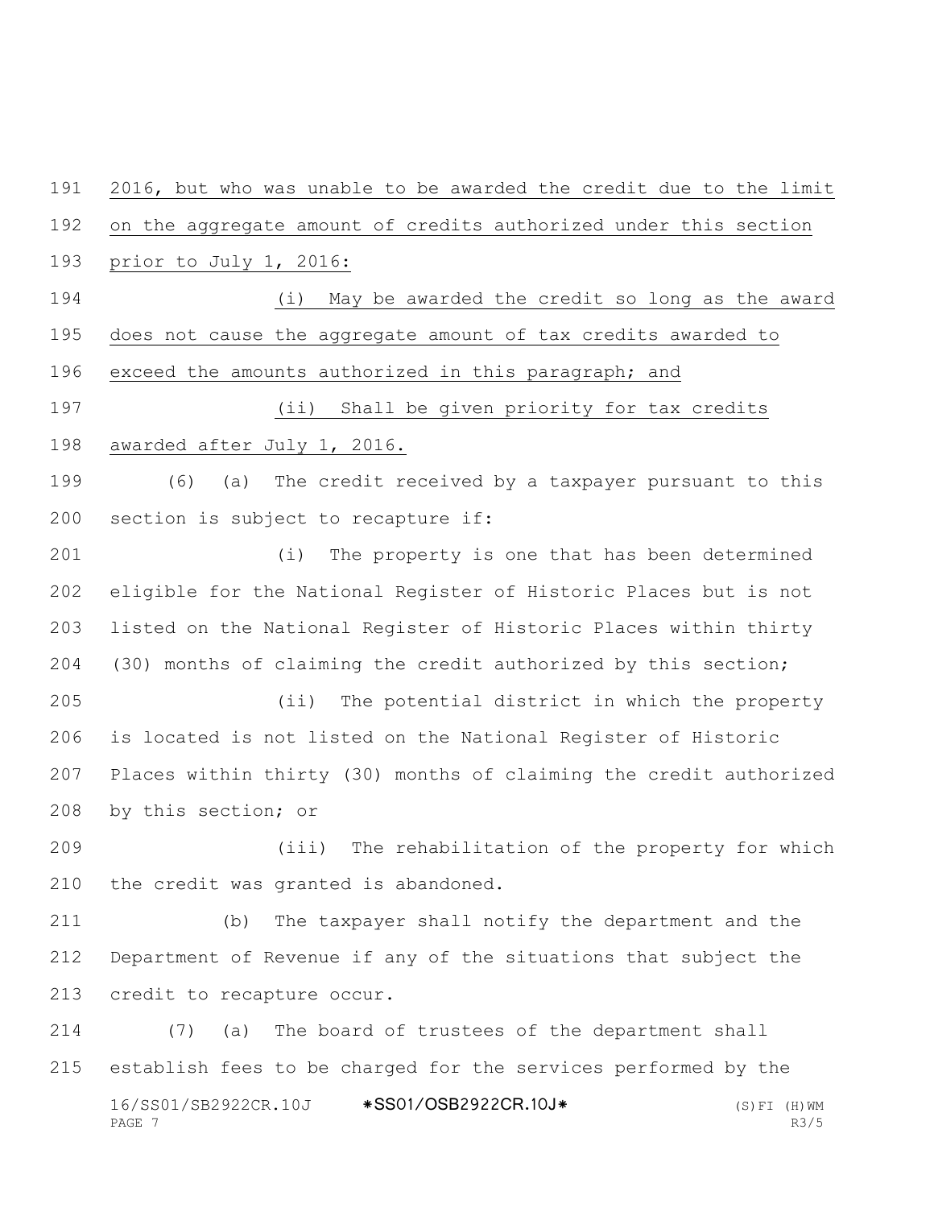2016, but who was unable to be awarded the credit due to the limit on the aggregate amount of credits authorized under this section prior to July 1, 2016:

(i) May be awarded the credit so long as the award does not cause the aggregate amount of tax credits awarded to exceed the amounts authorized in this paragraph; and

(ii) Shall be given priority for tax credits awarded after July 1, 2016.

(6) (a) The credit received by a taxpayer pursuant to this section is subject to recapture if:

(i) The property is one that has been determined eligible for the National Register of Historic Places but is not listed on the National Register of Historic Places within thirty (30) months of claiming the credit authorized by this section;

(ii) The potential district in which the property is located is not listed on the National Register of Historic Places within thirty (30) months of claiming the credit authorized by this section; or

(iii) The rehabilitation of the property for which the credit was granted is abandoned.

(b) The taxpayer shall notify the department and the Department of Revenue if any of the situations that subject the credit to recapture occur.

(7) (a) The board of trustees of the department shall establish fees to be charged for the services performed by the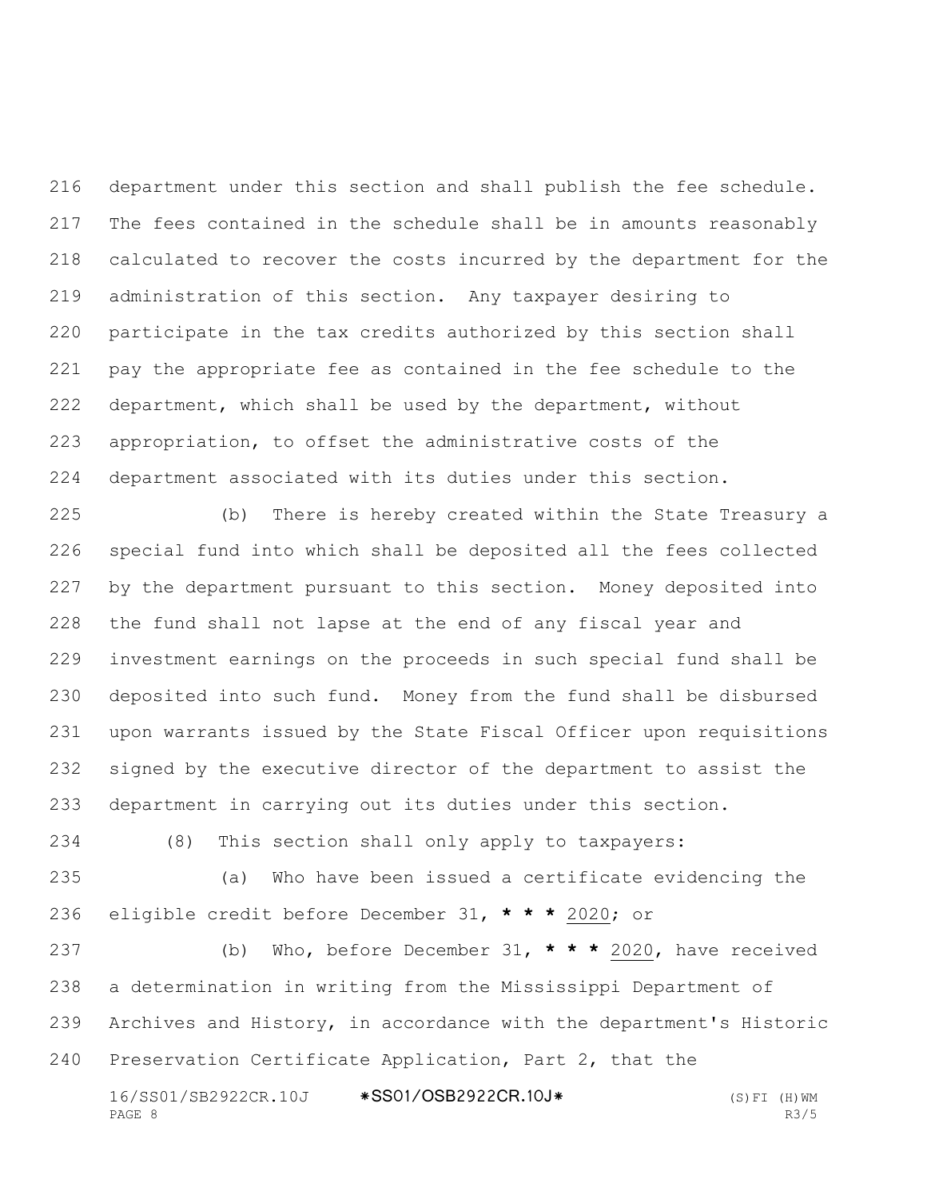department under this section and shall publish the fee schedule. The fees contained in the schedule shall be in amounts reasonably calculated to recover the costs incurred by the department for the administration of this section. Any taxpayer desiring to participate in the tax credits authorized by this section shall pay the appropriate fee as contained in the fee schedule to the department, which shall be used by the department, without appropriation, to offset the administrative costs of the department associated with its duties under this section.

(b) There is hereby created within the State Treasury a special fund into which shall be deposited all the fees collected by the department pursuant to this section. Money deposited into the fund shall not lapse at the end of any fiscal year and investment earnings on the proceeds in such special fund shall be deposited into such fund. Money from the fund shall be disbursed upon warrants issued by the State Fiscal Officer upon requisitions signed by the executive director of the department to assist the department in carrying out its duties under this section.

(8) This section shall only apply to taxpayers:

(a) Who have been issued a certificate evidencing the eligible credit before December 31, * * * 2020; or

(b) Who, before December 31, * * * 2020, have received a determination in writing from the Mississippi Department of Archives and History, in accordance with the department's Historic Preservation Certificate Application, Part 2, that the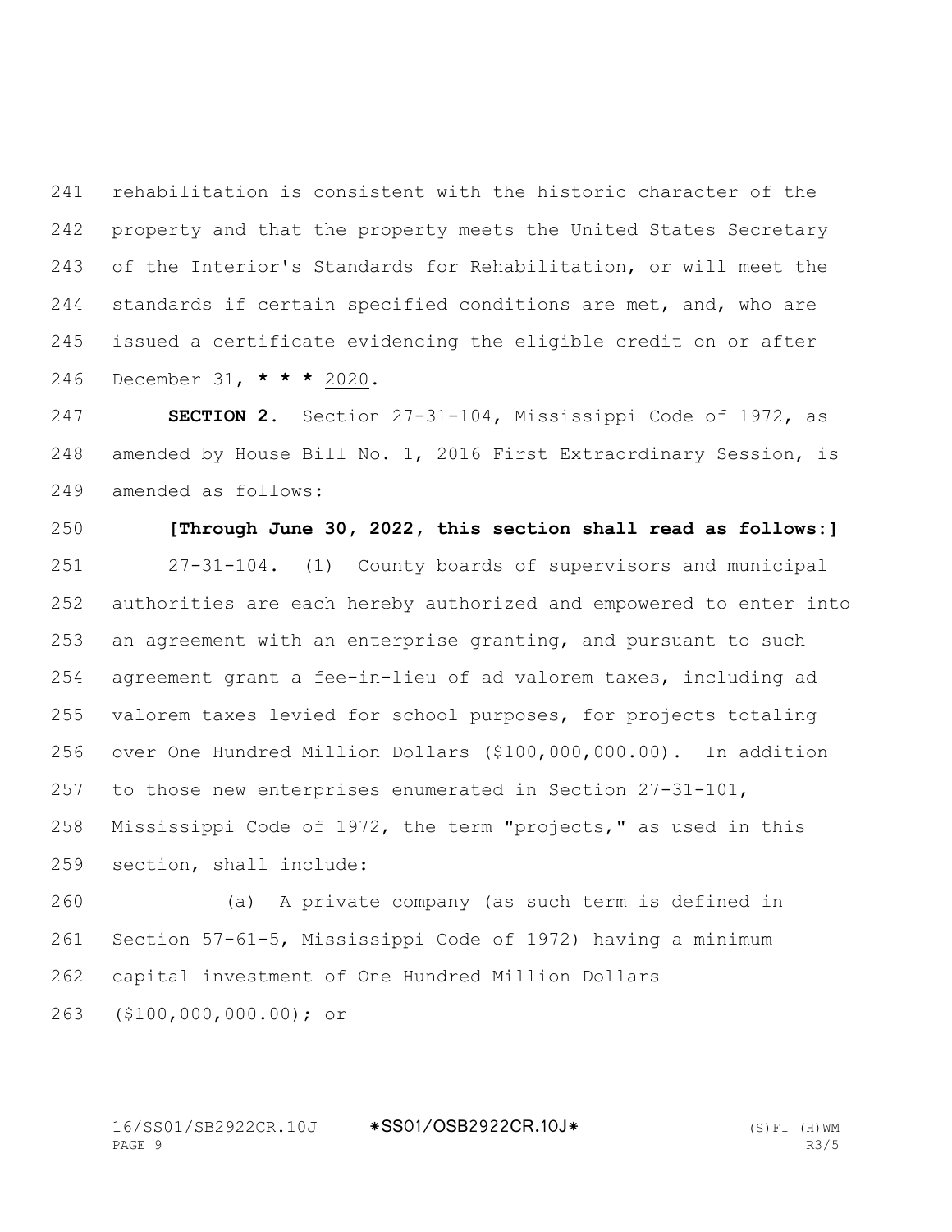rehabilitation is consistent with the historic character of the property and that the property meets the United States Secretary of the Interior's Standards for Rehabilitation, or will meet the standards if certain specified conditions are met, and, who are issued a certificate evidencing the eligible credit on or after December 31, * * * 2020.

**SECTION 2.** Section 27-31-104, Mississippi Code of 1972, as amended by House Bill No. 1, 2016 First Extraordinary Session, is amended as follows:

**[Through June 30, 2022, this section shall read as follows:]**

27-31-104. (1) County boards of supervisors and municipal authorities are each hereby authorized and empowered to enter into an agreement with an enterprise granting, and pursuant to such agreement grant a fee-in-lieu of ad valorem taxes, including ad valorem taxes levied for school purposes, for projects totaling over One Hundred Million Dollars ($100,000,000.00). In addition to those new enterprises enumerated in Section 27-31-101, Mississippi Code of 1972, the term "projects," as used in this section, shall include:

(a) A private company (as such term is defined in Section 57-61-5, Mississippi Code of 1972) having a minimum capital investment of One Hundred Million Dollars ($100,000,000.00); or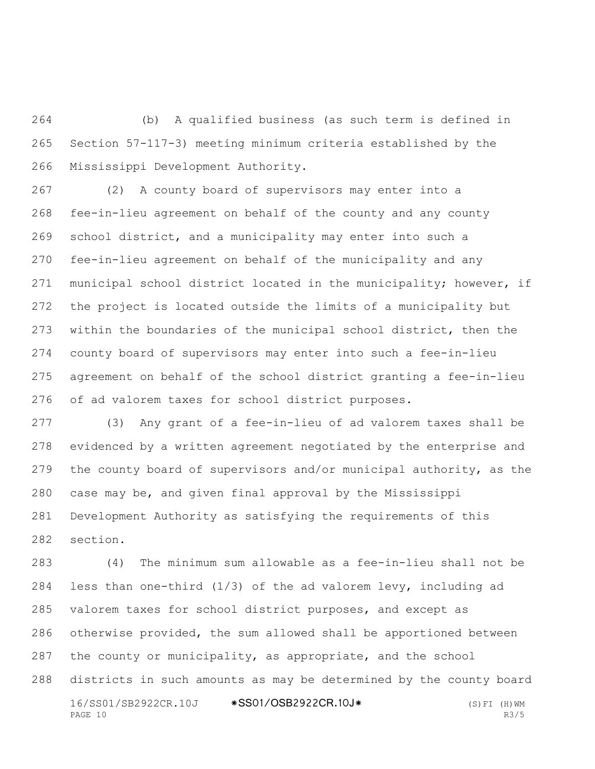(b) A qualified business (as such term is defined in Section 57-117-3) meeting minimum criteria established by the Mississippi Development Authority.

(2) A county board of supervisors may enter into a fee-in-lieu agreement on behalf of the county and any county school district, and a municipality may enter into such a fee-in-lieu agreement on behalf of the municipality and any municipal school district located in the municipality; however, if the project is located outside the limits of a municipality but within the boundaries of the municipal school district, then the county board of supervisors may enter into such a fee-in-lieu agreement on behalf of the school district granting a fee-in-lieu of ad valorem taxes for school district purposes.

(3) Any grant of a fee-in-lieu of ad valorem taxes shall be evidenced by a written agreement negotiated by the enterprise and the county board of supervisors and/or municipal authority, as the case may be, and given final approval by the Mississippi Development Authority as satisfying the requirements of this section.

(4) The minimum sum allowable as a fee-in-lieu shall not be less than one-third (1/3) of the ad valorem levy, including ad valorem taxes for school district purposes, and except as otherwise provided, the sum allowed shall be apportioned between the county or municipality, as appropriate, and the school districts in such amounts as may be determined by the county board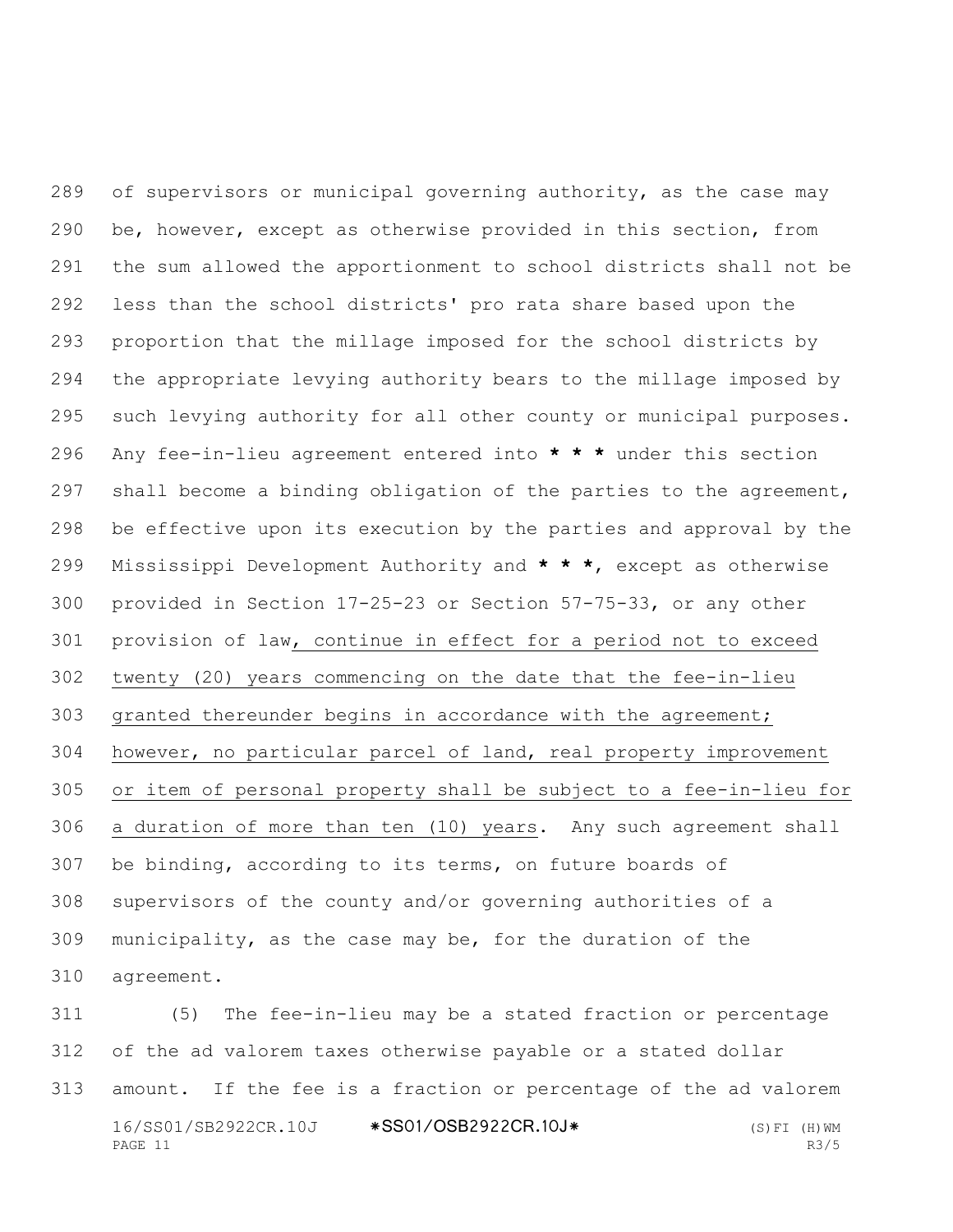of supervisors or municipal governing authority, as the case may be, however, except as otherwise provided in this section, from the sum allowed the apportionment to school districts shall not be less than the school districts' pro rata share based upon the proportion that the millage imposed for the school districts by the appropriate levying authority bears to the millage imposed by such levying authority for all other county or municipal purposes. Any fee-in-lieu agreement entered into *** under this section shall become a binding obligation of the parties to the agreement, be effective upon its execution by the parties and approval by the Mississippi Development Authority and ***, except as otherwise provided in Section 17-25-23 or Section 57-75-33, or any other provision of law, continue in effect for a period not to exceed twenty (20) years commencing on the date that the fee-in-lieu granted thereunder begins in accordance with the agreement; however, no particular parcel of land, real property improvement or item of personal property shall be subject to a fee-in-lieu for a duration of more than ten (10) years. Any such agreement shall be binding, according to its terms, on future boards of supervisors of the county and/or governing authorities of a municipality, as the case may be, for the duration of the agreement.

(5) The fee-in-lieu may be a stated fraction or percentage of the ad valorem taxes otherwise payable or a stated dollar amount. If the fee is a fraction or percentage of the ad valorem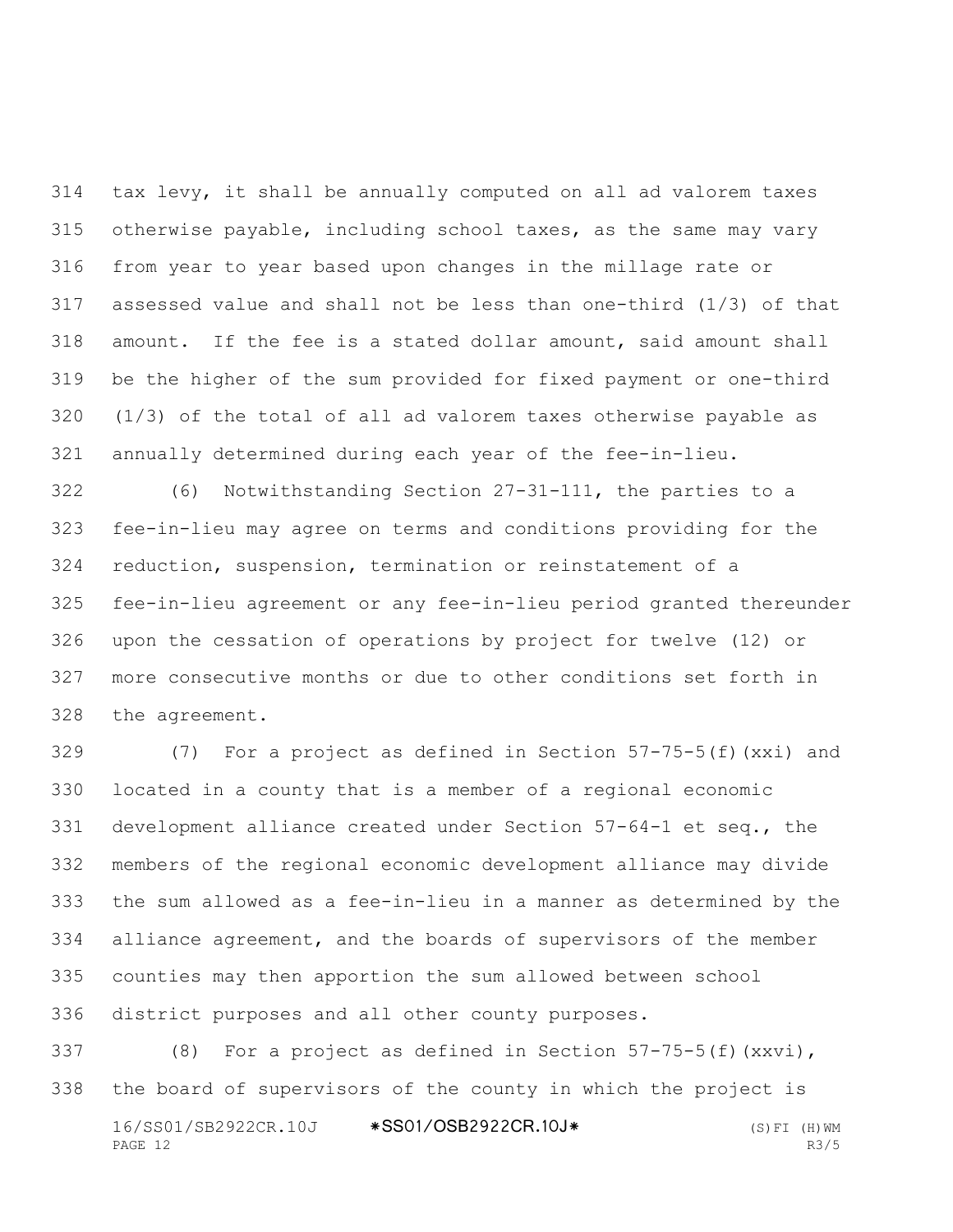tax levy, it shall be annually computed on all ad valorem taxes otherwise payable, including school taxes, as the same may vary from year to year based upon changes in the millage rate or assessed value and shall not be less than one-third (1/3) of that amount. If the fee is a stated dollar amount, said amount shall be the higher of the sum provided for fixed payment or one-third (1/3) of the total of all ad valorem taxes otherwise payable as annually determined during each year of the fee-in-lieu.

(6) Notwithstanding Section 27-31-111, the parties to a fee-in-lieu may agree on terms and conditions providing for the reduction, suspension, termination or reinstatement of a fee-in-lieu agreement or any fee-in-lieu period granted thereunder upon the cessation of operations by project for twelve (12) or more consecutive months or due to other conditions set forth in the agreement.

(7) For a project as defined in Section 57-75-5(f)(xxi) and located in a county that is a member of a regional economic development alliance created under Section 57-64-1 et seq., the members of the regional economic development alliance may divide the sum allowed as a fee-in-lieu in a manner as determined by the alliance agreement, and the boards of supervisors of the member counties may then apportion the sum allowed between school district purposes and all other county purposes.

(8) For a project as defined in Section 57-75-5(f)(xxvi), the board of supervisors of the county in which the project is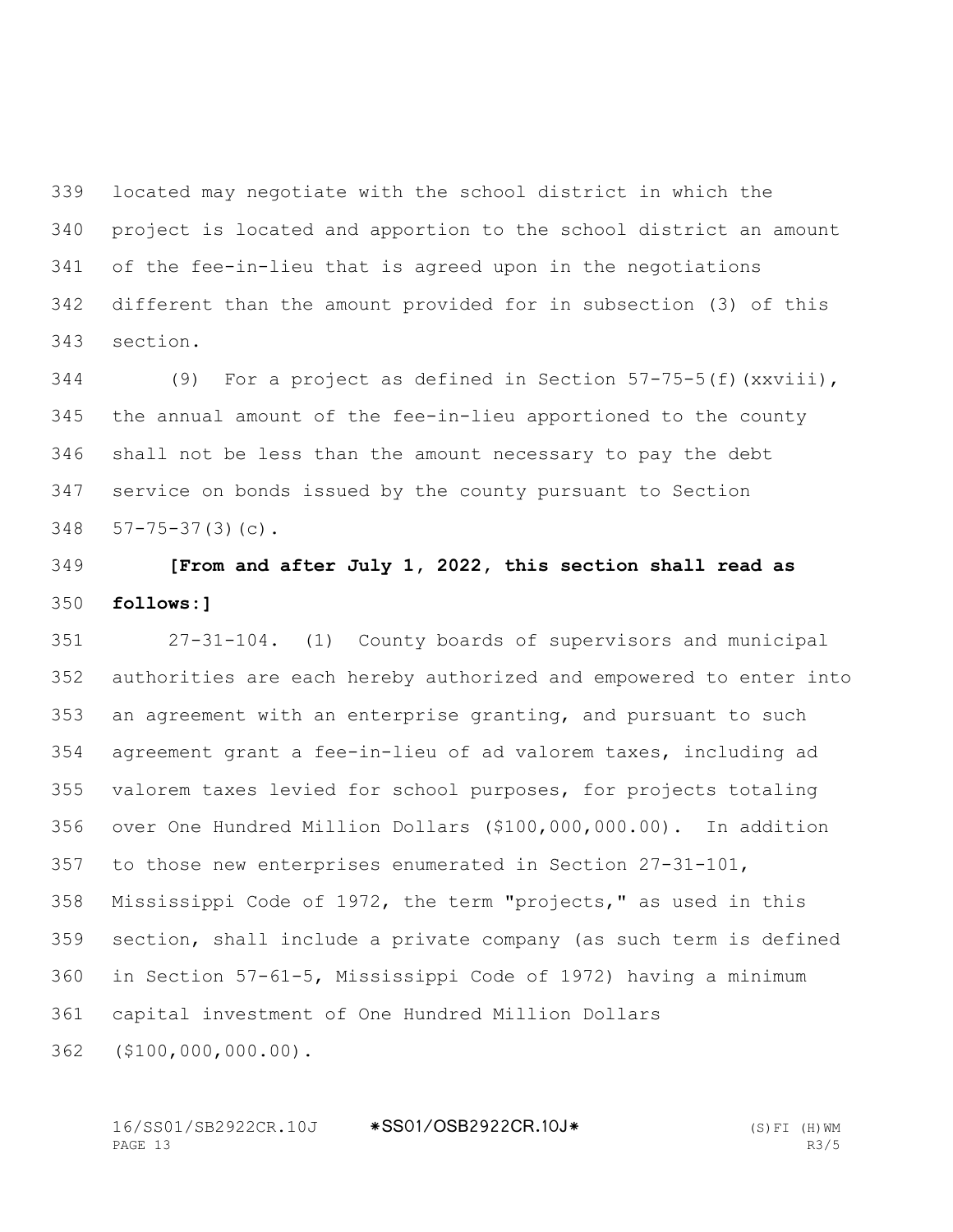located may negotiate with the school district in which the project is located and apportion to the school district an amount of the fee-in-lieu that is agreed upon in the negotiations different than the amount provided for in subsection (3) of this section.

(9) For a project as defined in Section 57-75-5(f)(xxviii), the annual amount of the fee-in-lieu apportioned to the county shall not be less than the amount necessary to pay the debt service on bonds issued by the county pursuant to Section 57-75-37(3)(c).

**[From and after July 1, 2022, this section shall read as follows:]**

27-31-104. (1) County boards of supervisors and municipal authorities are each hereby authorized and empowered to enter into an agreement with an enterprise granting, and pursuant to such agreement grant a fee-in-lieu of ad valorem taxes, including ad valorem taxes levied for school purposes, for projects totaling over One Hundred Million Dollars ($100,000,000.00). In addition to those new enterprises enumerated in Section 27-31-101, Mississippi Code of 1972, the term "projects," as used in this section, shall include a private company (as such term is defined in Section 57-61-5, Mississippi Code of 1972) having a minimum capital investment of One Hundred Million Dollars ($100,000,000.00).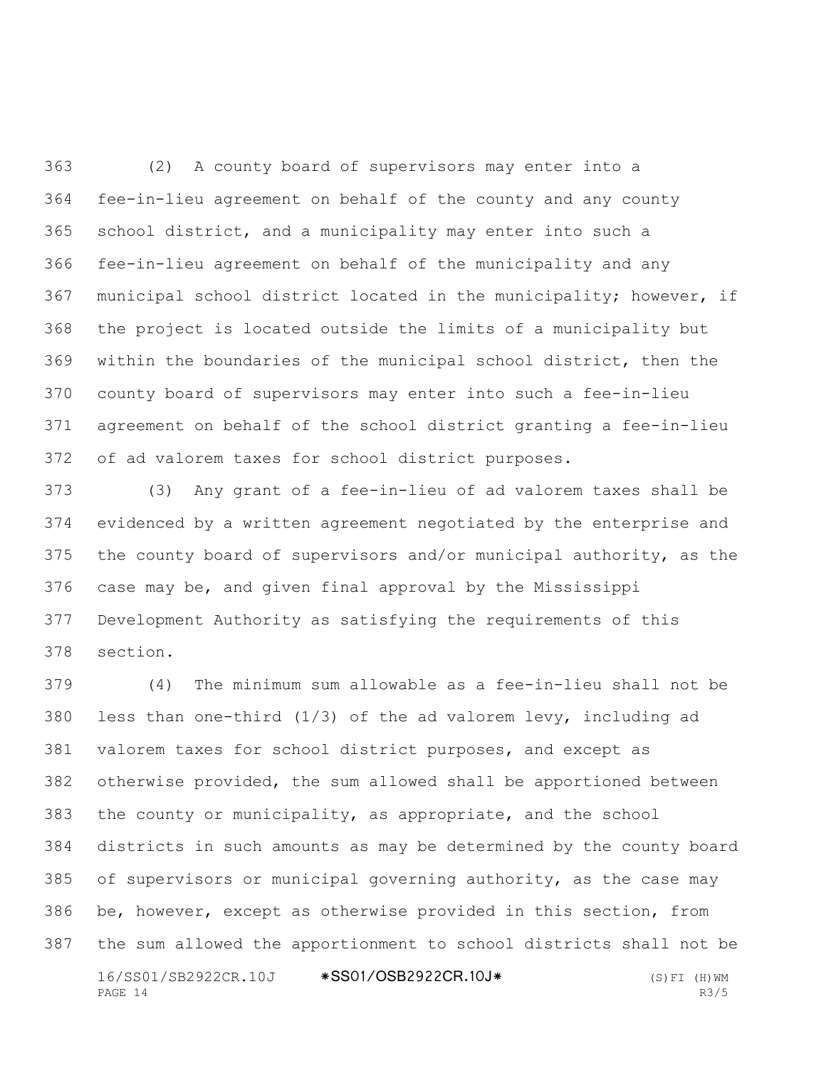(2) A county board of supervisors may enter into a fee-in-lieu agreement on behalf of the county and any county school district, and a municipality may enter into such a fee-in-lieu agreement on behalf of the municipality and any municipal school district located in the municipality; however, if the project is located outside the limits of a municipality but within the boundaries of the municipal school district, then the county board of supervisors may enter into such a fee-in-lieu agreement on behalf of the school district granting a fee-in-lieu of ad valorem taxes for school district purposes.

(3) Any grant of a fee-in-lieu of ad valorem taxes shall be evidenced by a written agreement negotiated by the enterprise and the county board of supervisors and/or municipal authority, as the case may be, and given final approval by the Mississippi Development Authority as satisfying the requirements of this section.

(4) The minimum sum allowable as a fee-in-lieu shall not be less than one-third (1/3) of the ad valorem levy, including ad valorem taxes for school district purposes, and except as otherwise provided, the sum allowed shall be apportioned between the county or municipality, as appropriate, and the school districts in such amounts as may be determined by the county board of supervisors or municipal governing authority, as the case may be, however, except as otherwise provided in this section, from the sum allowed the apportionment to school districts shall not be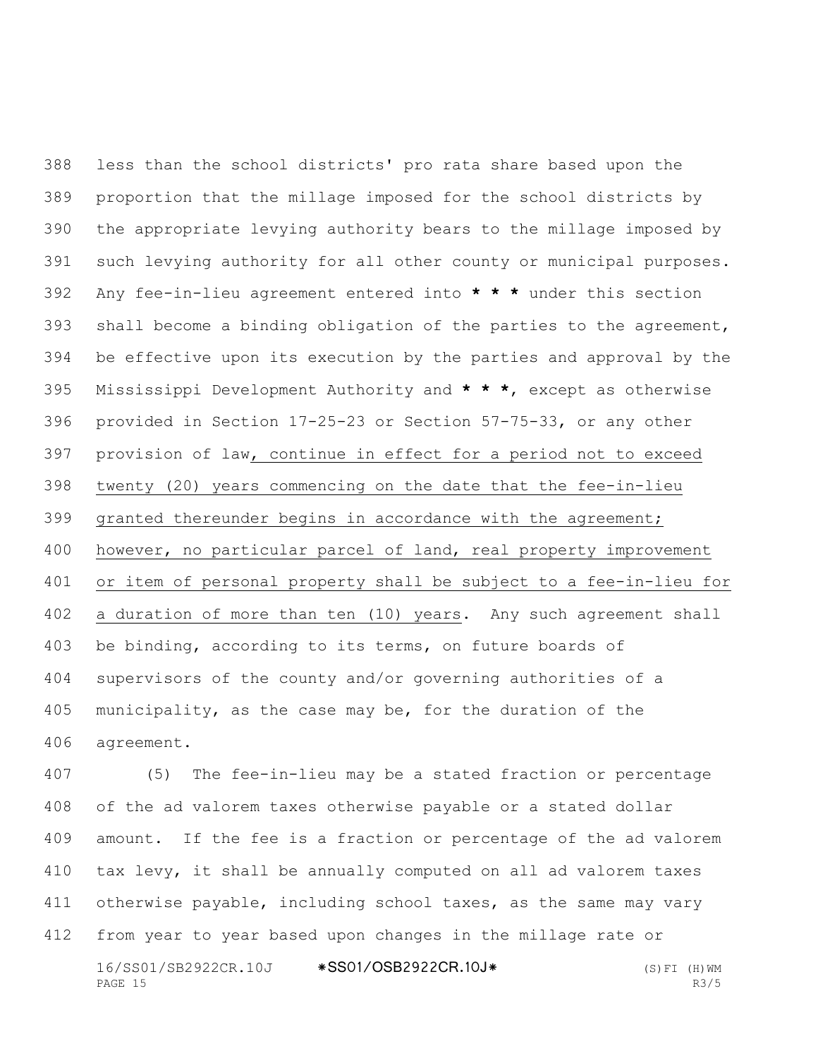less than the school districts' pro rata share based upon the proportion that the millage imposed for the school districts by the appropriate levying authority bears to the millage imposed by such levying authority for all other county or municipal purposes. Any fee-in-lieu agreement entered into * * * under this section shall become a binding obligation of the parties to the agreement, be effective upon its execution by the parties and approval by the Mississippi Development Authority and * * *, except as otherwise provided in Section 17-25-23 or Section 57-75-33, or any other provision of law, continue in effect for a period not to exceed twenty (20) years commencing on the date that the fee-in-lieu granted thereunder begins in accordance with the agreement; however, no particular parcel of land, real property improvement or item of personal property shall be subject to a fee-in-lieu for a duration of more than ten (10) years. Any such agreement shall be binding, according to its terms, on future boards of supervisors of the county and/or governing authorities of a municipality, as the case may be, for the duration of the agreement.

(5) The fee-in-lieu may be a stated fraction or percentage of the ad valorem taxes otherwise payable or a stated dollar amount. If the fee is a fraction or percentage of the ad valorem tax levy, it shall be annually computed on all ad valorem taxes otherwise payable, including school taxes, as the same may vary from year to year based upon changes in the millage rate or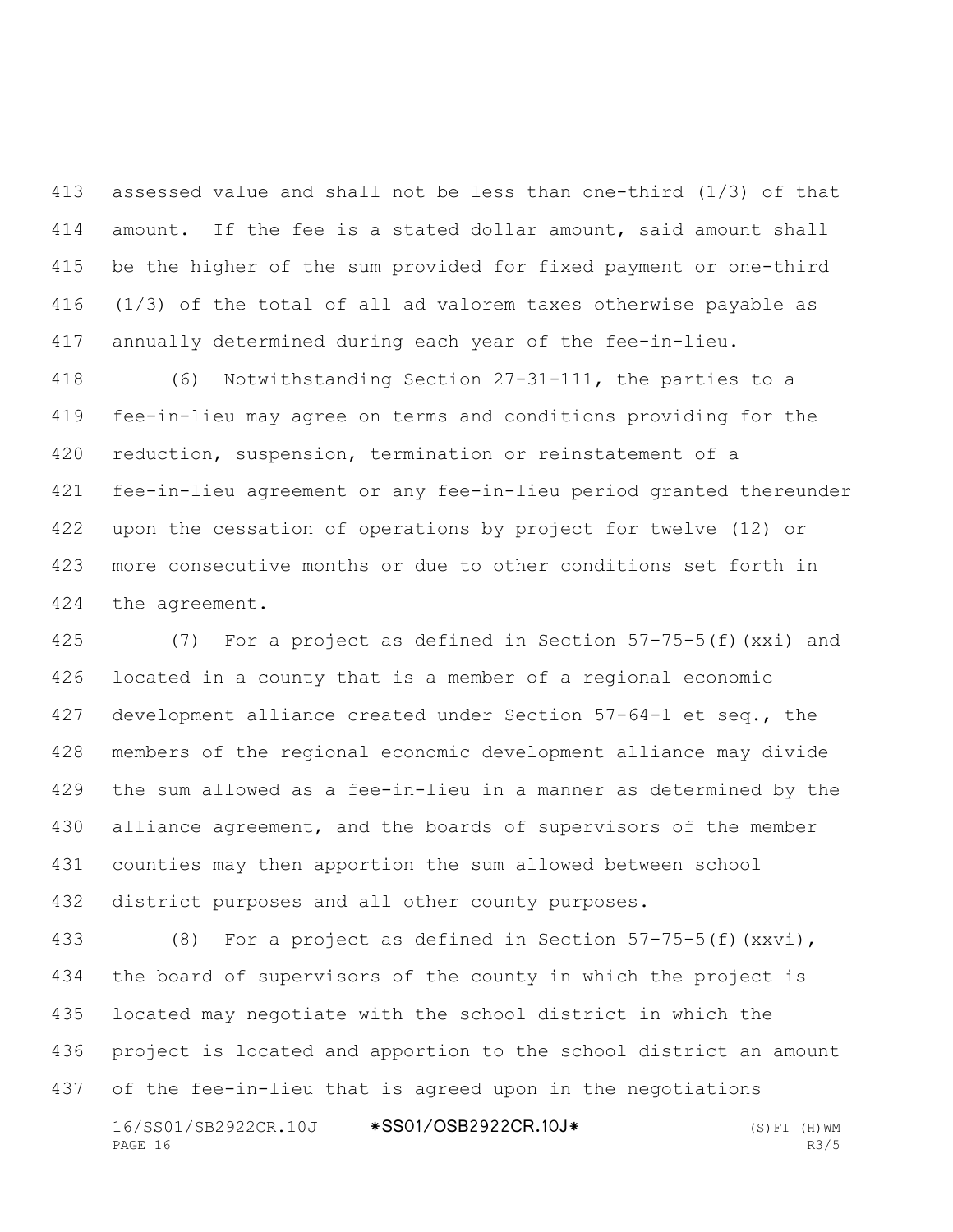assessed value and shall not be less than one-third (1/3) of that amount. If the fee is a stated dollar amount, said amount shall be the higher of the sum provided for fixed payment or one-third (1/3) of the total of all ad valorem taxes otherwise payable as annually determined during each year of the fee-in-lieu.

(6) Notwithstanding Section 27-31-111, the parties to a fee-in-lieu may agree on terms and conditions providing for the reduction, suspension, termination or reinstatement of a fee-in-lieu agreement or any fee-in-lieu period granted thereunder upon the cessation of operations by project for twelve (12) or more consecutive months or due to other conditions set forth in the agreement.

(7) For a project as defined in Section 57-75-5(f)(xxi) and located in a county that is a member of a regional economic development alliance created under Section 57-64-1 et seq., the members of the regional economic development alliance may divide the sum allowed as a fee-in-lieu in a manner as determined by the alliance agreement, and the boards of supervisors of the member counties may then apportion the sum allowed between school district purposes and all other county purposes.

(8) For a project as defined in Section 57-75-5(f)(xxvi), the board of supervisors of the county in which the project is located may negotiate with the school district in which the project is located and apportion to the school district an amount of the fee-in-lieu that is agreed upon in the negotiations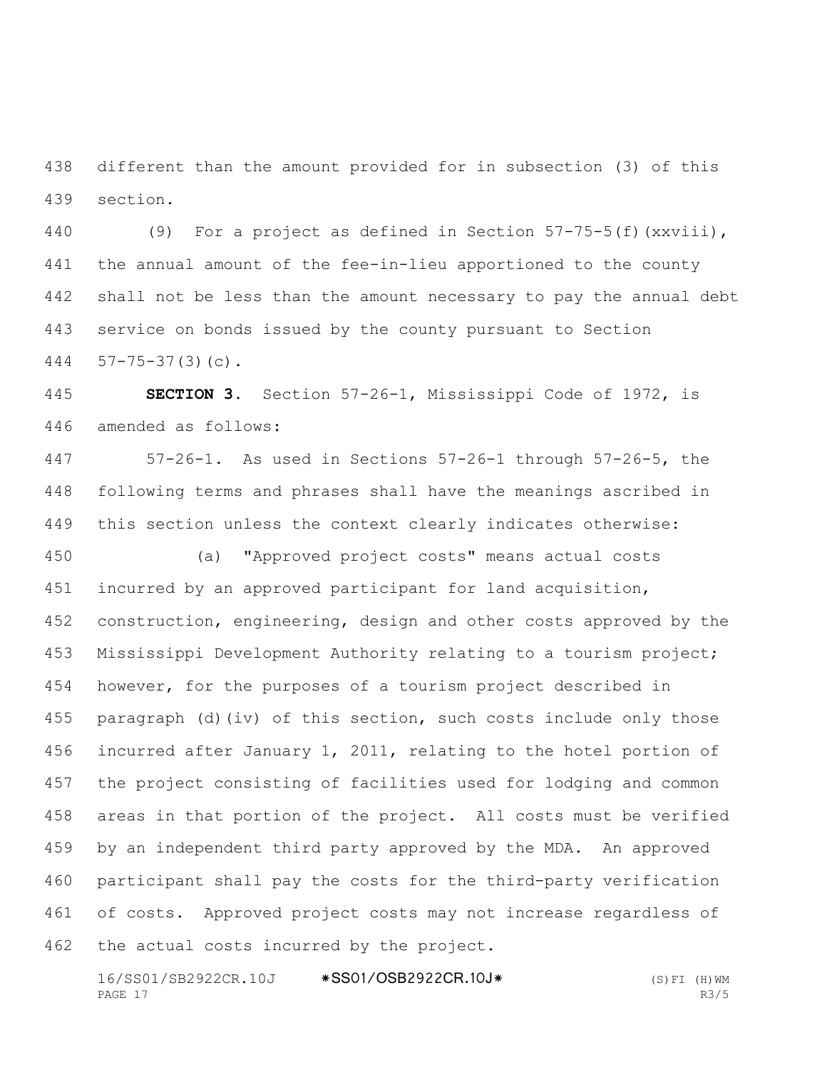different than the amount provided for in subsection (3) of this section.

(9) For a project as defined in Section 57-75-5(f)(xxviii), the annual amount of the fee-in-lieu apportioned to the county shall not be less than the amount necessary to pay the annual debt service on bonds issued by the county pursuant to Section 57-75-37(3)(c).

**SECTION 3.** Section 57-26-1, Mississippi Code of 1972, is amended as follows:

57-26-1. As used in Sections 57-26-1 through 57-26-5, the following terms and phrases shall have the meanings ascribed in this section unless the context clearly indicates otherwise:

(a) "Approved project costs" means actual costs incurred by an approved participant for land acquisition, construction, engineering, design and other costs approved by the Mississippi Development Authority relating to a tourism project; however, for the purposes of a tourism project described in paragraph (d)(iv) of this section, such costs include only those incurred after January 1, 2011, relating to the hotel portion of the project consisting of facilities used for lodging and common areas in that portion of the project. All costs must be verified by an independent third party approved by the MDA. An approved participant shall pay the costs for the third-party verification of costs. Approved project costs may not increase regardless of the actual costs incurred by the project.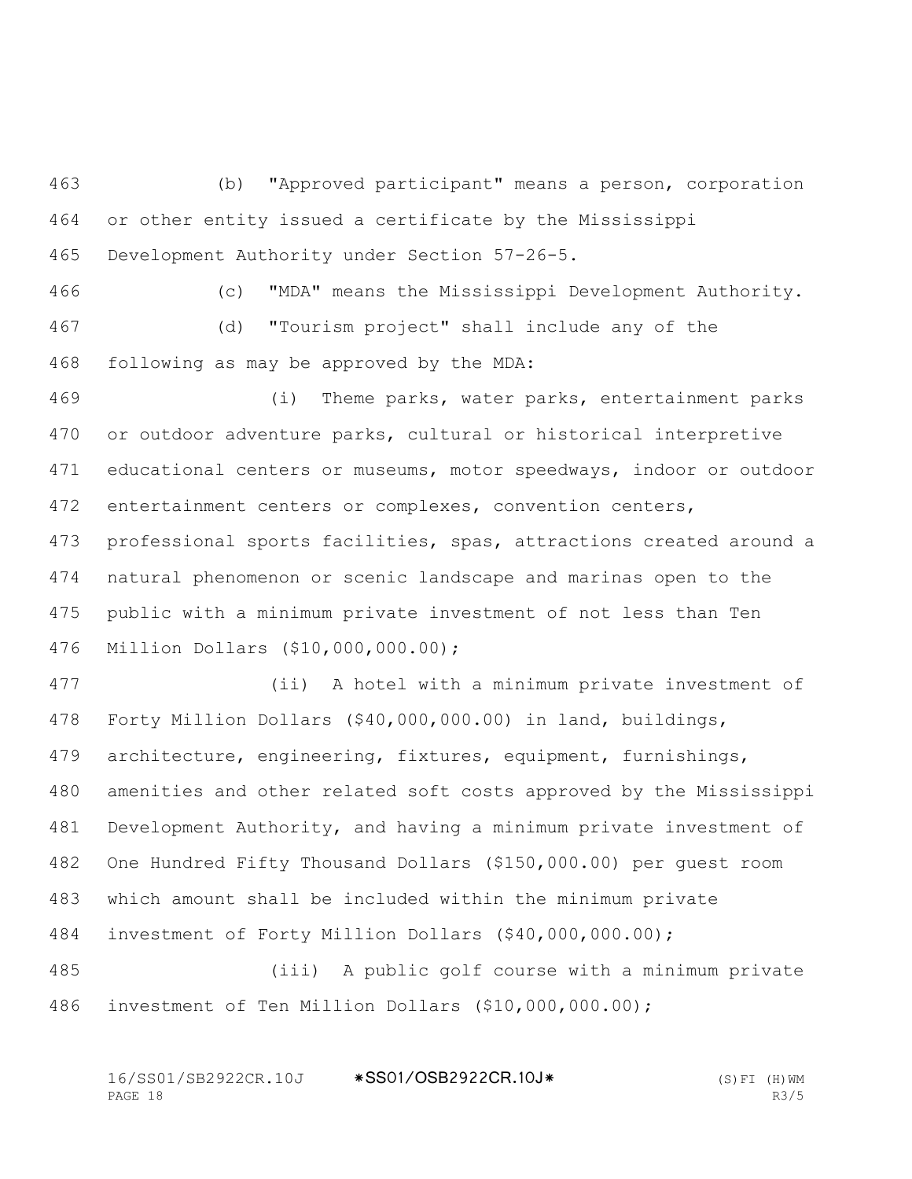(b) "Approved participant" means a person, corporation or other entity issued a certificate by the Mississippi Development Authority under Section 57-26-5.

(c) "MDA" means the Mississippi Development Authority.

(d) "Tourism project" shall include any of the following as may be approved by the MDA:

(i) Theme parks, water parks, entertainment parks or outdoor adventure parks, cultural or historical interpretive educational centers or museums, motor speedways, indoor or outdoor entertainment centers or complexes, convention centers, professional sports facilities, spas, attractions created around a natural phenomenon or scenic landscape and marinas open to the public with a minimum private investment of not less than Ten Million Dollars ($10,000,000.00);

(ii) A hotel with a minimum private investment of Forty Million Dollars ($40,000,000.00) in land, buildings, architecture, engineering, fixtures, equipment, furnishings, amenities and other related soft costs approved by the Mississippi Development Authority, and having a minimum private investment of One Hundred Fifty Thousand Dollars ($150,000.00) per guest room which amount shall be included within the minimum private investment of Forty Million Dollars ($40,000,000.00);

(iii) A public golf course with a minimum private investment of Ten Million Dollars ($10,000,000.00);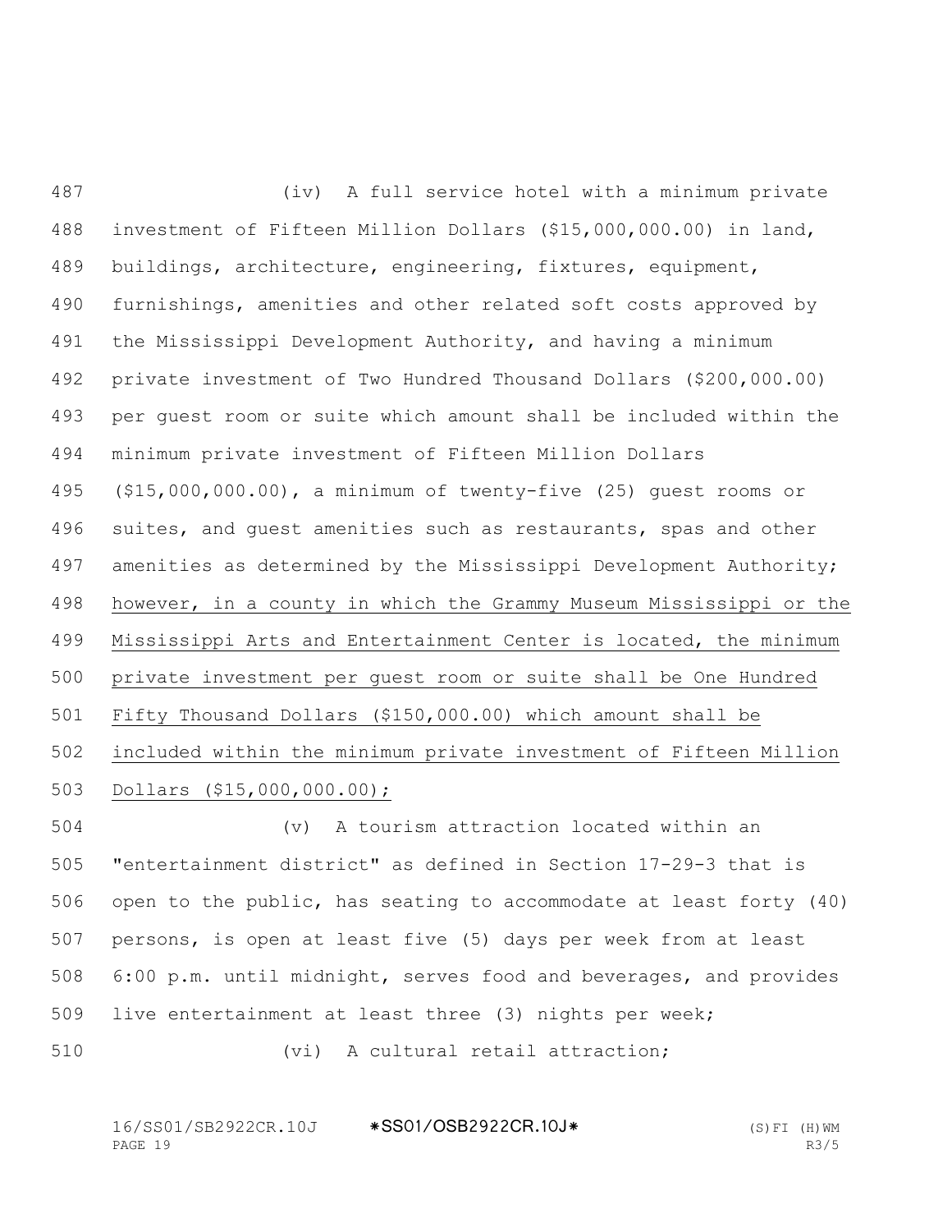(iv) A full service hotel with a minimum private investment of Fifteen Million Dollars ($15,000,000.00) in land, buildings, architecture, engineering, fixtures, equipment, furnishings, amenities and other related soft costs approved by the Mississippi Development Authority, and having a minimum private investment of Two Hundred Thousand Dollars ($200,000.00) per guest room or suite which amount shall be included within the minimum private investment of Fifteen Million Dollars ($15,000,000.00), a minimum of twenty-five (25) guest rooms or suites, and guest amenities such as restaurants, spas and other amenities as determined by the Mississippi Development Authority; however, in a county in which the Grammy Museum Mississippi or the Mississippi Arts and Entertainment Center is located, the minimum private investment per guest room or suite shall be One Hundred Fifty Thousand Dollars ($150,000.00) which amount shall be included within the minimum private investment of Fifteen Million Dollars ($15,000,000.00);

(v) A tourism attraction located within an "entertainment district" as defined in Section 17-29-3 that is open to the public, has seating to accommodate at least forty (40) persons, is open at least five (5) days per week from at least 6:00 p.m. until midnight, serves food and beverages, and provides live entertainment at least three (3) nights per week;

(vi) A cultural retail attraction;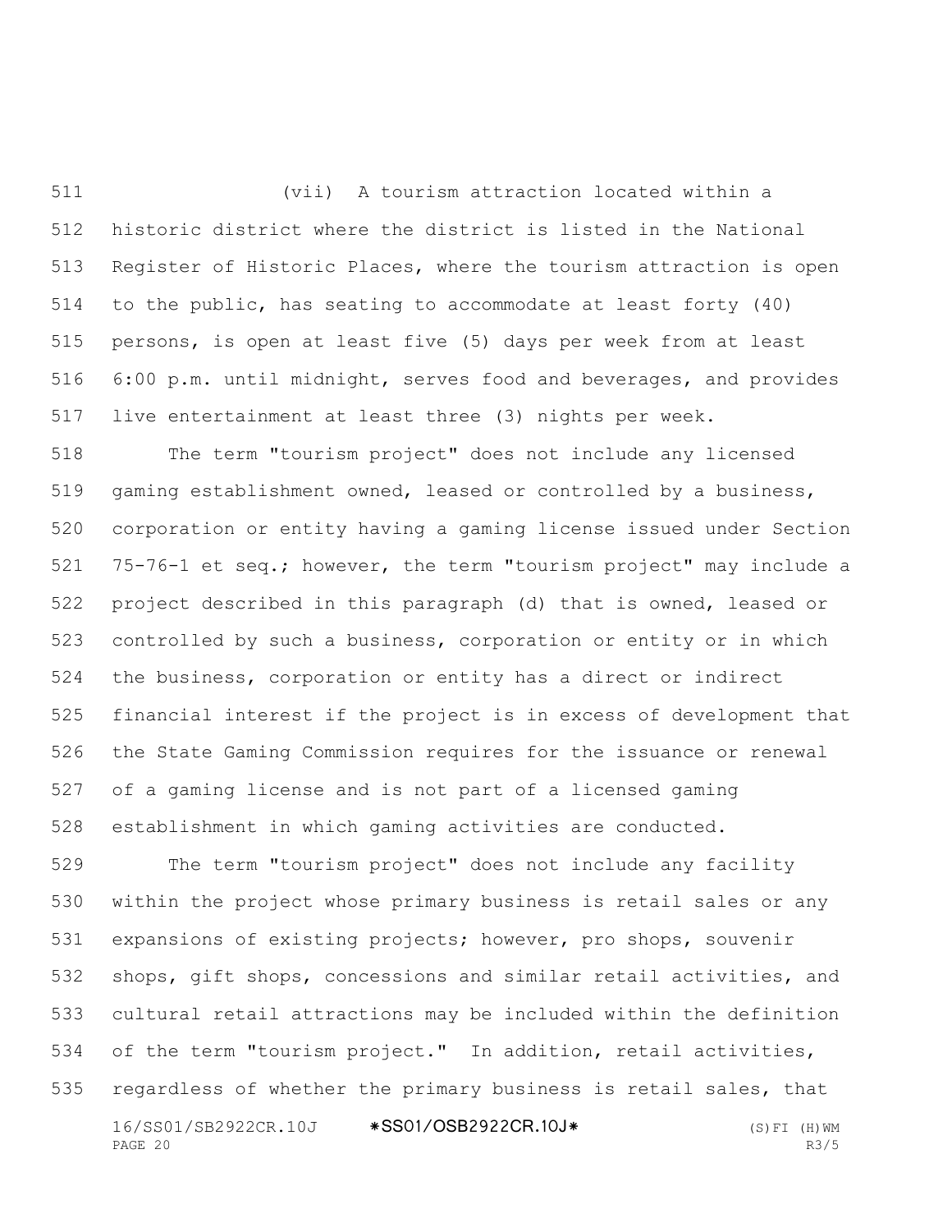(vii) A tourism attraction located within a historic district where the district is listed in the National Register of Historic Places, where the tourism attraction is open to the public, has seating to accommodate at least forty (40) persons, is open at least five (5) days per week from at least 6:00 p.m. until midnight, serves food and beverages, and provides live entertainment at least three (3) nights per week.

The term "tourism project" does not include any licensed gaming establishment owned, leased or controlled by a business, corporation or entity having a gaming license issued under Section 75-76-1 et seq.; however, the term "tourism project" may include a project described in this paragraph (d) that is owned, leased or controlled by such a business, corporation or entity or in which the business, corporation or entity has a direct or indirect financial interest if the project is in excess of development that the State Gaming Commission requires for the issuance or renewal of a gaming license and is not part of a licensed gaming establishment in which gaming activities are conducted.

The term "tourism project" does not include any facility within the project whose primary business is retail sales or any expansions of existing projects; however, pro shops, souvenir shops, gift shops, concessions and similar retail activities, and cultural retail attractions may be included within the definition of the term "tourism project." In addition, retail activities, regardless of whether the primary business is retail sales, that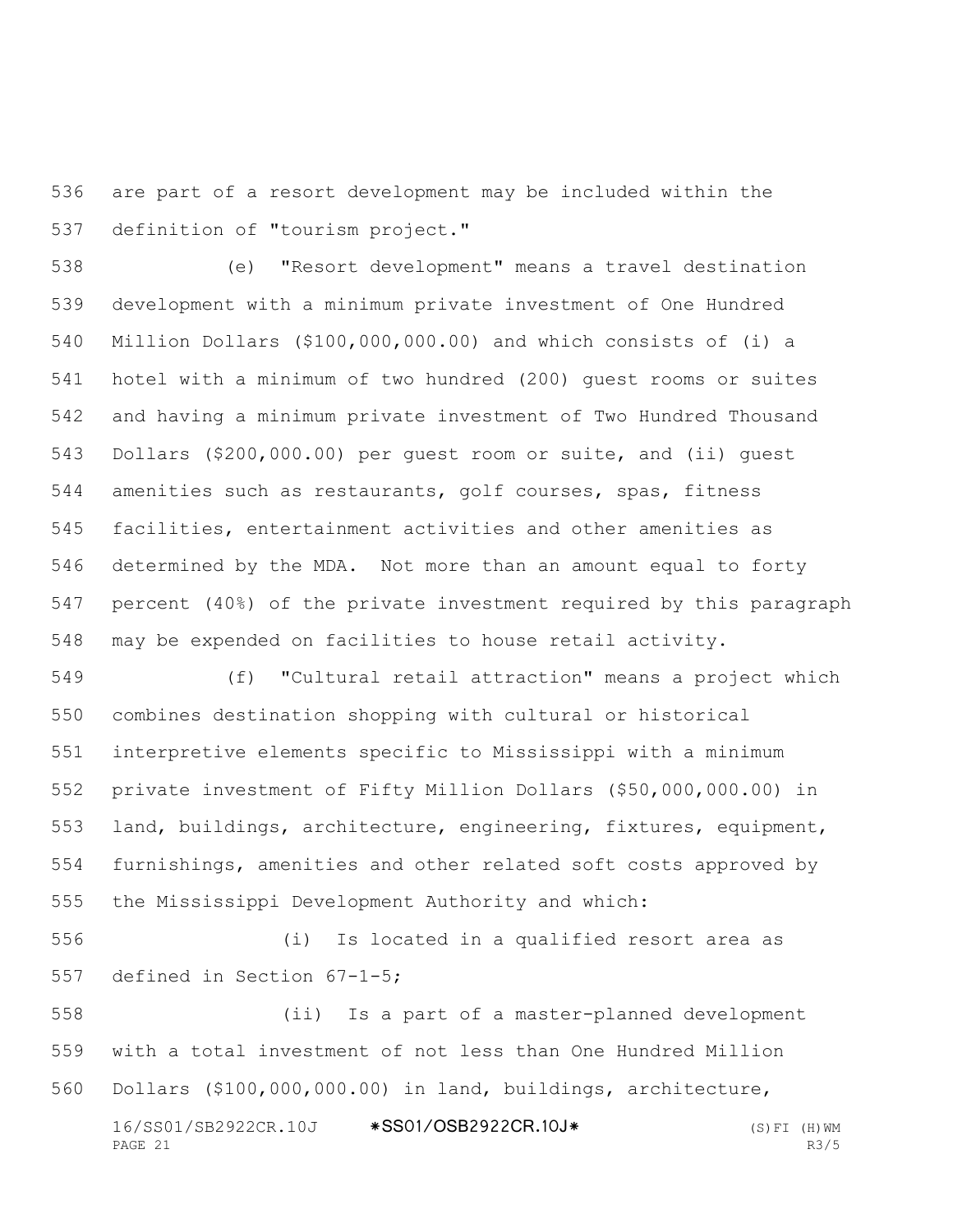are part of a resort development may be included within the definition of "tourism project."

(e) "Resort development" means a travel destination development with a minimum private investment of One Hundred Million Dollars ($100,000,000.00) and which consists of (i) a hotel with a minimum of two hundred (200) guest rooms or suites and having a minimum private investment of Two Hundred Thousand Dollars ($200,000.00) per guest room or suite, and (ii) guest amenities such as restaurants, golf courses, spas, fitness facilities, entertainment activities and other amenities as determined by the MDA. Not more than an amount equal to forty percent (40%) of the private investment required by this paragraph may be expended on facilities to house retail activity.

(f) "Cultural retail attraction" means a project which combines destination shopping with cultural or historical interpretive elements specific to Mississippi with a minimum private investment of Fifty Million Dollars ($50,000,000.00) in land, buildings, architecture, engineering, fixtures, equipment, furnishings, amenities and other related soft costs approved by the Mississippi Development Authority and which:

(i) Is located in a qualified resort area as defined in Section 67-1-5;

(ii) Is a part of a master-planned development with a total investment of not less than One Hundred Million Dollars ($100,000,000.00) in land, buildings, architecture,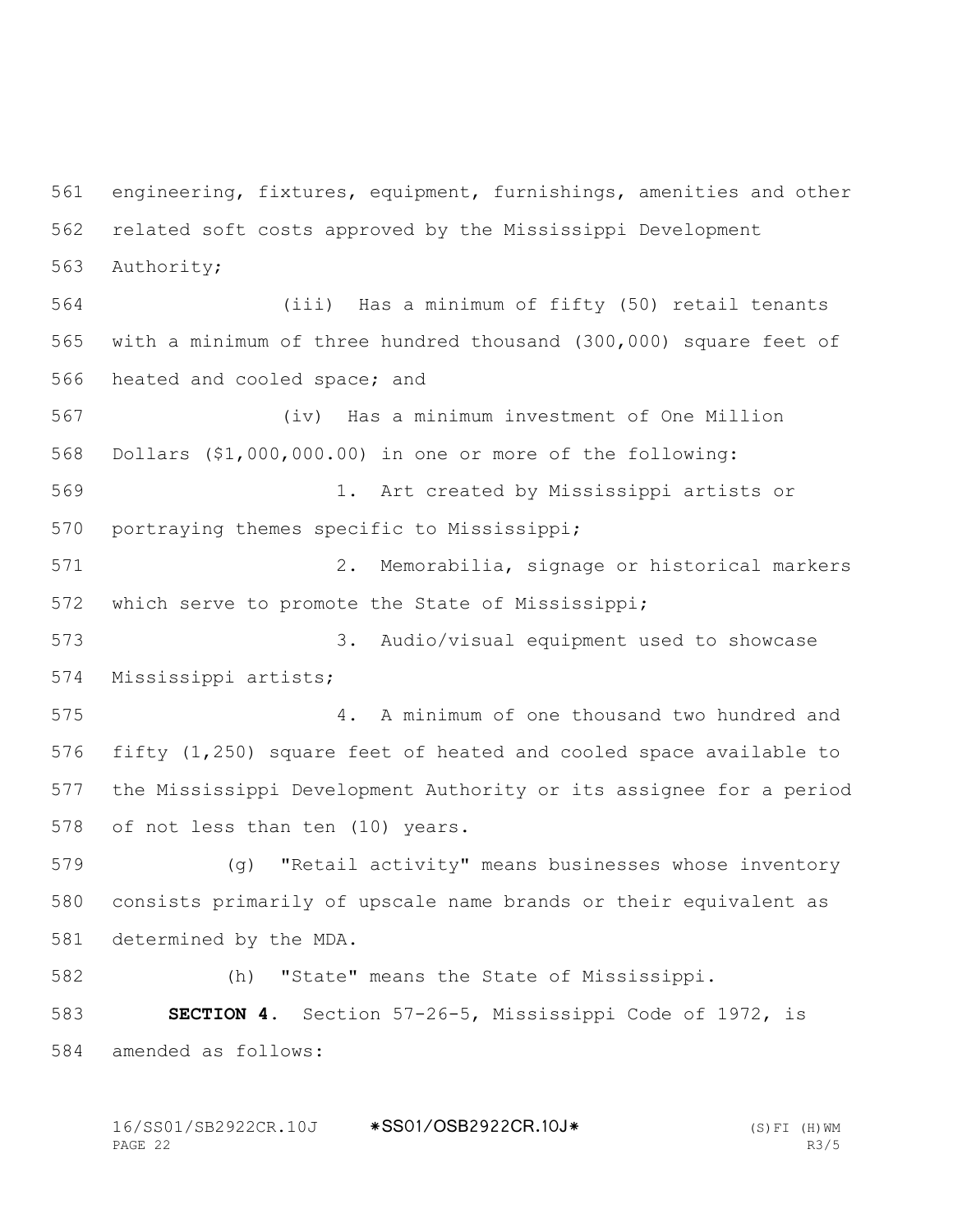engineering, fixtures, equipment, furnishings, amenities and other related soft costs approved by the Mississippi Development Authority;

(iii) Has a minimum of fifty (50) retail tenants with a minimum of three hundred thousand (300,000) square feet of heated and cooled space; and

(iv) Has a minimum investment of One Million Dollars ($1,000,000.00) in one or more of the following:

1. Art created by Mississippi artists or portraying themes specific to Mississippi;

2. Memorabilia, signage or historical markers which serve to promote the State of Mississippi;

3. Audio/visual equipment used to showcase Mississippi artists;

4. A minimum of one thousand two hundred and fifty (1,250) square feet of heated and cooled space available to the Mississippi Development Authority or its assignee for a period of not less than ten (10) years.

(g) "Retail activity" means businesses whose inventory consists primarily of upscale name brands or their equivalent as determined by the MDA.

(h) "State" means the State of Mississippi.

**SECTION 4.** Section 57-26-5, Mississippi Code of 1972, is amended as follows: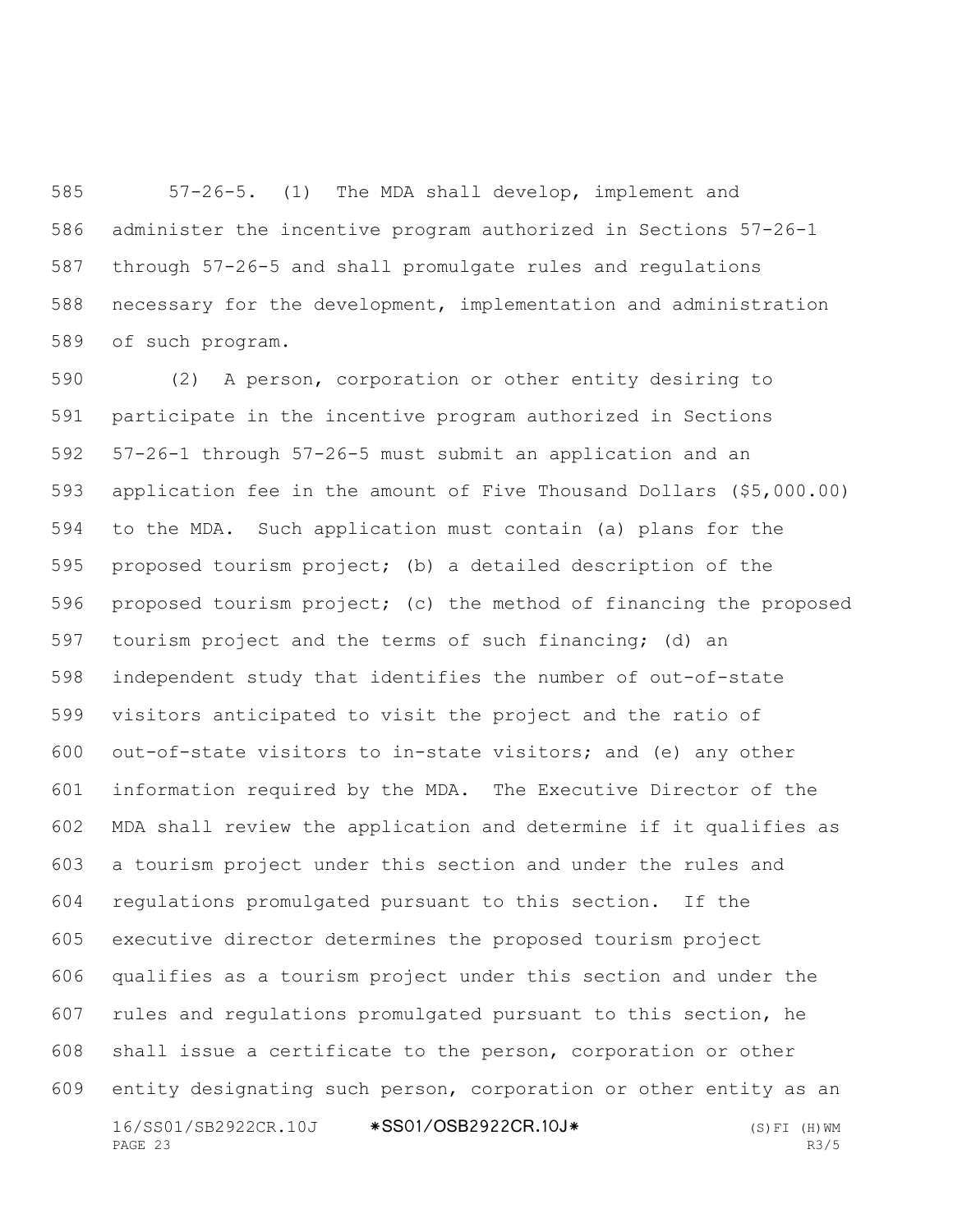57-26-5. (1) The MDA shall develop, implement and administer the incentive program authorized in Sections 57-26-1 through 57-26-5 and shall promulgate rules and regulations necessary for the development, implementation and administration of such program.

(2) A person, corporation or other entity desiring to participate in the incentive program authorized in Sections 57-26-1 through 57-26-5 must submit an application and an application fee in the amount of Five Thousand Dollars ($5,000.00) to the MDA. Such application must contain (a) plans for the proposed tourism project; (b) a detailed description of the proposed tourism project; (c) the method of financing the proposed tourism project and the terms of such financing; (d) an independent study that identifies the number of out-of-state visitors anticipated to visit the project and the ratio of out-of-state visitors to in-state visitors; and (e) any other information required by the MDA. The Executive Director of the MDA shall review the application and determine if it qualifies as a tourism project under this section and under the rules and regulations promulgated pursuant to this section. If the executive director determines the proposed tourism project qualifies as a tourism project under this section and under the rules and regulations promulgated pursuant to this section, he shall issue a certificate to the person, corporation or other entity designating such person, corporation or other entity as an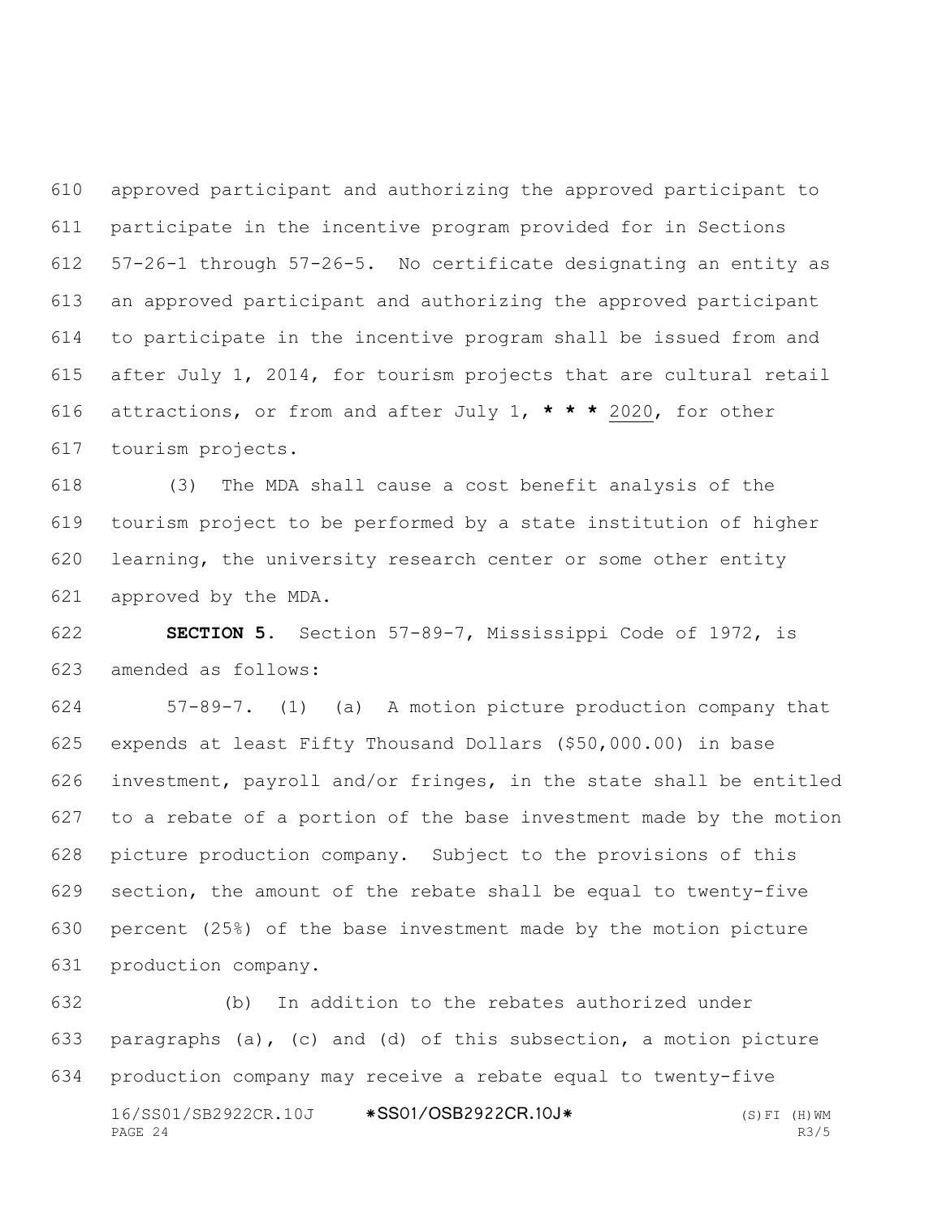approved participant and authorizing the approved participant to participate in the incentive program provided for in Sections 57-26-1 through 57-26-5. No certificate designating an entity as an approved participant and authorizing the approved participant to participate in the incentive program shall be issued from and after July 1, 2014, for tourism projects that are cultural retail attractions, or from and after July 1, *** 2020, for other tourism projects.

(3) The MDA shall cause a cost benefit analysis of the tourism project to be performed by a state institution of higher learning, the university research center or some other entity approved by the MDA.

**SECTION 5.** Section 57-89-7, Mississippi Code of 1972, is amended as follows:

57-89-7. (1) (a) A motion picture production company that expends at least Fifty Thousand Dollars ($50,000.00) in base investment, payroll and/or fringes, in the state shall be entitled to a rebate of a portion of the base investment made by the motion picture production company. Subject to the provisions of this section, the amount of the rebate shall be equal to twenty-five percent (25%) of the base investment made by the motion picture production company.

(b) In addition to the rebates authorized under paragraphs (a), (c) and (d) of this subsection, a motion picture production company may receive a rebate equal to twenty-five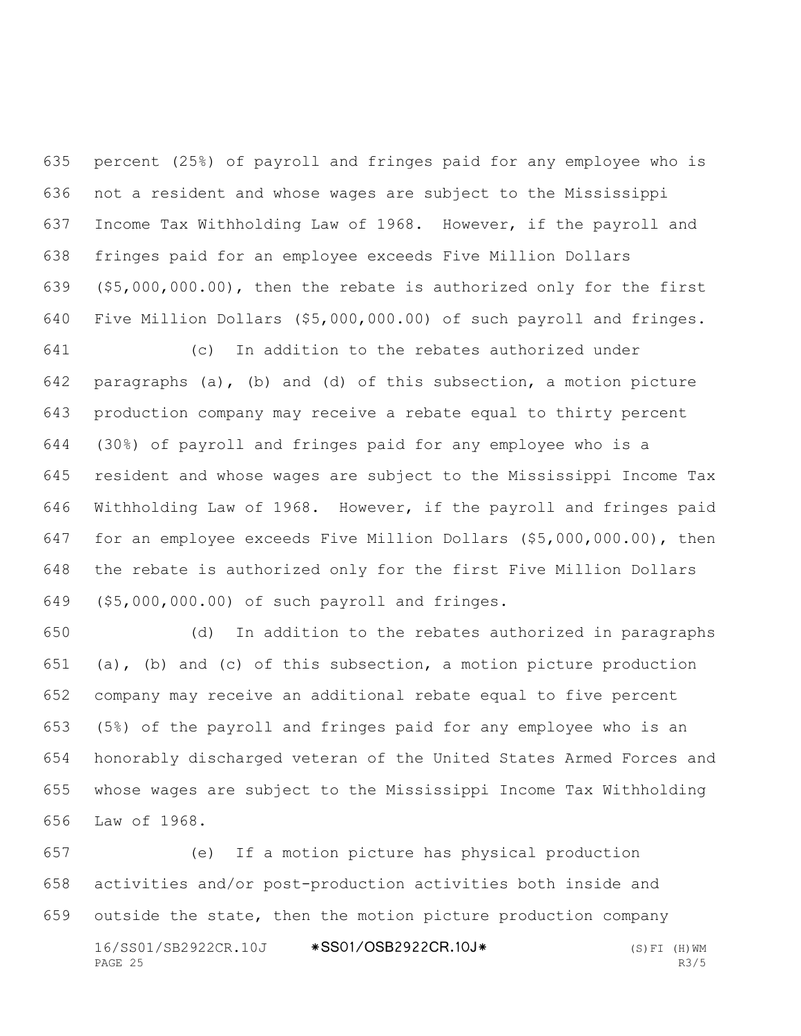percent (25%) of payroll and fringes paid for any employee who is not a resident and whose wages are subject to the Mississippi Income Tax Withholding Law of 1968. However, if the payroll and fringes paid for an employee exceeds Five Million Dollars ($5,000,000.00), then the rebate is authorized only for the first Five Million Dollars ($5,000,000.00) of such payroll and fringes.

(c) In addition to the rebates authorized under paragraphs (a), (b) and (d) of this subsection, a motion picture production company may receive a rebate equal to thirty percent (30%) of payroll and fringes paid for any employee who is a resident and whose wages are subject to the Mississippi Income Tax Withholding Law of 1968. However, if the payroll and fringes paid for an employee exceeds Five Million Dollars ($5,000,000.00), then the rebate is authorized only for the first Five Million Dollars ($5,000,000.00) of such payroll and fringes.

(d) In addition to the rebates authorized in paragraphs (a), (b) and (c) of this subsection, a motion picture production company may receive an additional rebate equal to five percent (5%) of the payroll and fringes paid for any employee who is an honorably discharged veteran of the United States Armed Forces and whose wages are subject to the Mississippi Income Tax Withholding Law of 1968.

(e) If a motion picture has physical production activities and/or post-production activities both inside and outside the state, then the motion picture production company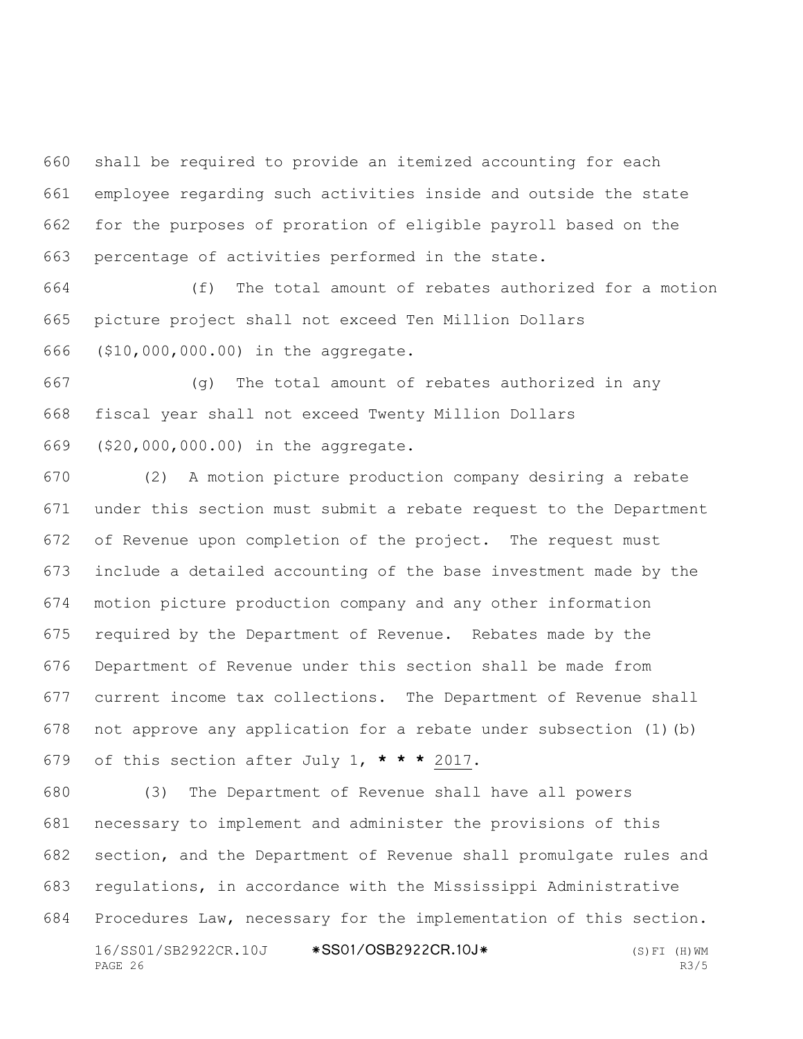shall be required to provide an itemized accounting for each employee regarding such activities inside and outside the state for the purposes of proration of eligible payroll based on the percentage of activities performed in the state.

(f) The total amount of rebates authorized for a motion picture project shall not exceed Ten Million Dollars ($10,000,000.00) in the aggregate.

(g) The total amount of rebates authorized in any fiscal year shall not exceed Twenty Million Dollars ($20,000,000.00) in the aggregate.

(2) A motion picture production company desiring a rebate under this section must submit a rebate request to the Department of Revenue upon completion of the project. The request must include a detailed accounting of the base investment made by the motion picture production company and any other information required by the Department of Revenue. Rebates made by the Department of Revenue under this section shall be made from current income tax collections. The Department of Revenue shall not approve any application for a rebate under subsection (1)(b) of this section after July 1, * * * 2017.

(3) The Department of Revenue shall have all powers necessary to implement and administer the provisions of this section, and the Department of Revenue shall promulgate rules and regulations, in accordance with the Mississippi Administrative Procedures Law, necessary for the implementation of this section.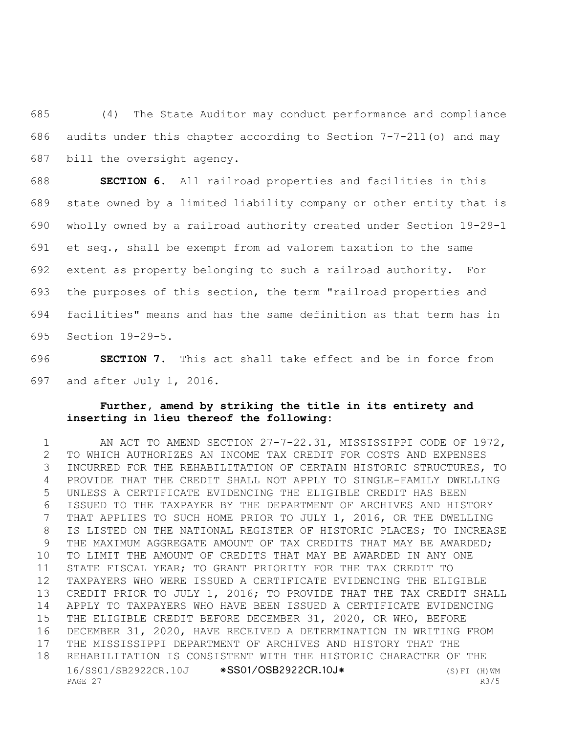(4) The State Auditor may conduct performance and compliance audits under this chapter according to Section 7-7-211(o) and may bill the oversight agency.

**SECTION 6.** All railroad properties and facilities in this state owned by a limited liability company or other entity that is wholly owned by a railroad authority created under Section 19-29-1 et seq., shall be exempt from ad valorem taxation to the same extent as property belonging to such a railroad authority. For the purposes of this section, the term "railroad properties and facilities" means and has the same definition as that term has in Section 19-29-5.

**SECTION 7.** This act shall take effect and be in force from and after July 1, 2016.

**Further, amend by striking the title in its entirety and inserting in lieu thereof the following:**

AN ACT TO AMEND SECTION 27-7-22.31, MISSISSIPPI CODE OF 1972, TO WHICH AUTHORIZES AN INCOME TAX CREDIT FOR COSTS AND EXPENSES INCURRED FOR THE REHABILITATION OF CERTAIN HISTORIC STRUCTURES, TO PROVIDE THAT THE CREDIT SHALL NOT APPLY TO SINGLE-FAMILY DWELLING UNLESS A CERTIFICATE EVIDENCING THE ELIGIBLE CREDIT HAS BEEN ISSUED TO THE TAXPAYER BY THE DEPARTMENT OF ARCHIVES AND HISTORY THAT APPLIES TO SUCH HOME PRIOR TO JULY 1, 2016, OR THE DWELLING IS LISTED ON THE NATIONAL REGISTER OF HISTORIC PLACES; TO INCREASE THE MAXIMUM AGGREGATE AMOUNT OF TAX CREDITS THAT MAY BE AWARDED; TO LIMIT THE AMOUNT OF CREDITS THAT MAY BE AWARDED IN ANY ONE STATE FISCAL YEAR; TO GRANT PRIORITY FOR THE TAX CREDIT TO TAXPAYERS WHO WERE ISSUED A CERTIFICATE EVIDENCING THE ELIGIBLE CREDIT PRIOR TO JULY 1, 2016; TO PROVIDE THAT THE TAX CREDIT SHALL APPLY TO TAXPAYERS WHO HAVE BEEN ISSUED A CERTIFICATE EVIDENCING THE ELIGIBLE CREDIT BEFORE DECEMBER 31, 2020, OR WHO, BEFORE DECEMBER 31, 2020, HAVE RECEIVED A DETERMINATION IN WRITING FROM THE MISSISSIPPI DEPARTMENT OF ARCHIVES AND HISTORY THAT THE REHABILITATION IS CONSISTENT WITH THE HISTORIC CHARACTER OF THE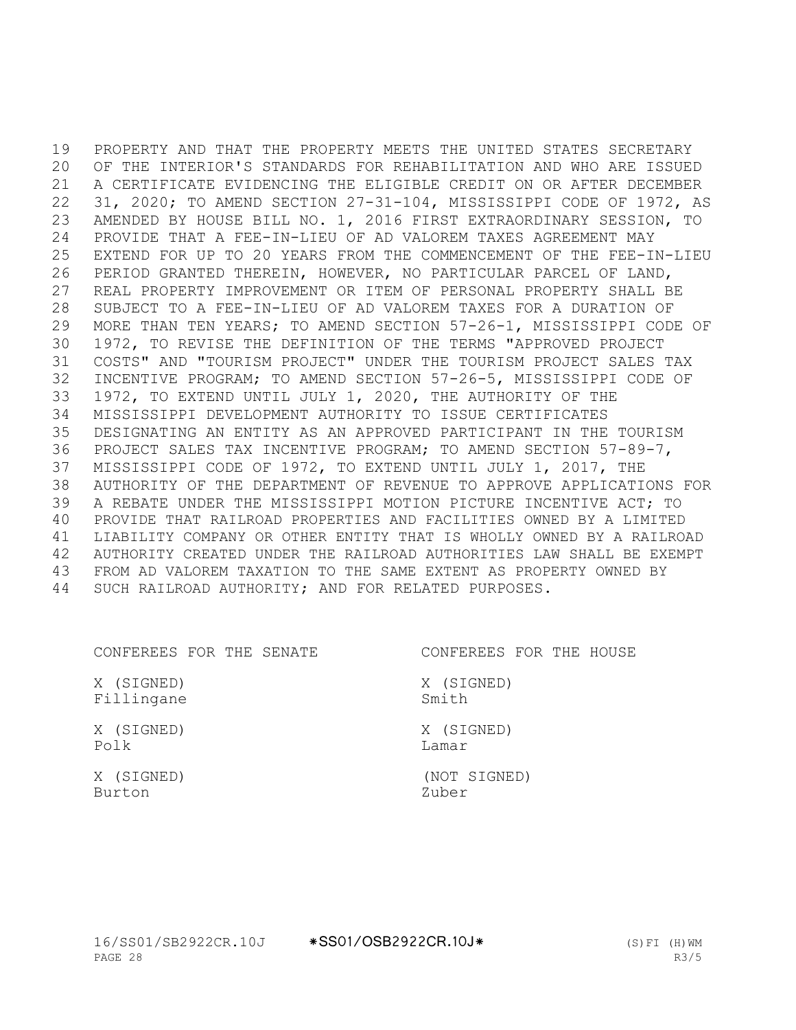PROPERTY AND THAT THE PROPERTY MEETS THE UNITED STATES SECRETARY OF THE INTERIOR'S STANDARDS FOR REHABILITATION AND WHO ARE ISSUED A CERTIFICATE EVIDENCING THE ELIGIBLE CREDIT ON OR AFTER DECEMBER 31, 2020; TO AMEND SECTION 27-31-104, MISSISSIPPI CODE OF 1972, AS AMENDED BY HOUSE BILL NO. 1, 2016 FIRST EXTRAORDINARY SESSION, TO PROVIDE THAT A FEE-IN-LIEU OF AD VALOREM TAXES AGREEMENT MAY EXTEND FOR UP TO 20 YEARS FROM THE COMMENCEMENT OF THE FEE-IN-LIEU PERIOD GRANTED THEREIN, HOWEVER, NO PARTICULAR PARCEL OF LAND, REAL PROPERTY IMPROVEMENT OR ITEM OF PERSONAL PROPERTY SHALL BE SUBJECT TO A FEE-IN-LIEU OF AD VALOREM TAXES FOR A DURATION OF MORE THAN TEN YEARS; TO AMEND SECTION 57-26-1, MISSISSIPPI CODE OF 1972, TO REVISE THE DEFINITION OF THE TERMS "APPROVED PROJECT COSTS" AND "TOURISM PROJECT" UNDER THE TOURISM PROJECT SALES TAX INCENTIVE PROGRAM; TO AMEND SECTION 57-26-5, MISSISSIPPI CODE OF 1972, TO EXTEND UNTIL JULY 1, 2020, THE AUTHORITY OF THE MISSISSIPPI DEVELOPMENT AUTHORITY TO ISSUE CERTIFICATES DESIGNATING AN ENTITY AS AN APPROVED PARTICIPANT IN THE TOURISM PROJECT SALES TAX INCENTIVE PROGRAM; TO AMEND SECTION 57-89-7, MISSISSIPPI CODE OF 1972, TO EXTEND UNTIL JULY 1, 2017, THE AUTHORITY OF THE DEPARTMENT OF REVENUE TO APPROVE APPLICATIONS FOR A REBATE UNDER THE MISSISSIPPI MOTION PICTURE INCENTIVE ACT; TO PROVIDE THAT RAILROAD PROPERTIES AND FACILITIES OWNED BY A LIMITED LIABILITY COMPANY OR OTHER ENTITY THAT IS WHOLLY OWNED BY A RAILROAD AUTHORITY CREATED UNDER THE RAILROAD AUTHORITIES LAW SHALL BE EXEMPT FROM AD VALOREM TAXATION TO THE SAME EXTENT AS PROPERTY OWNED BY SUCH RAILROAD AUTHORITY; AND FOR RELATED PURPOSES.

| CONFEREES FOR THE SENATE | CONFEREES FOR THE HOUSE |
| --- | --- |
| X (SIGNED) Fillingane | X (SIGNED) Smith |
| X (SIGNED) Polk | X (SIGNED) Lamar |
| X (SIGNED) Burton | (NOT SIGNED) Zuber |

16/SS01/SB2922CR.10J *SS01/OSB2922CR.10J* (S)FI (H)WM R3/5